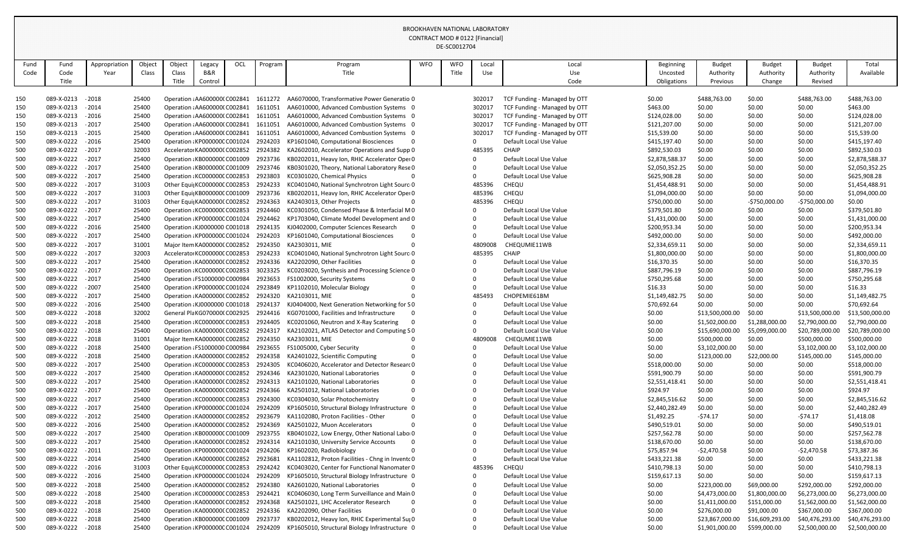BROOKHAVEN NATIONAL LABORATORY
CONTRACT MOD # 0122 [Financial]
DE-SC0012704

| Fund Code | Fund Code Title | Appropriation Year | Object Class | Object Class Title | Legacy B&R Control | OCL | Program | Program Title | WFO | WFO Title | Local Use | Local Use Code | Beginning Uncosted Obligations | Budget Authority Previous | Budget Authority Change | Budget Authority Revised | Total Available |
|---|---|---|---|---|---|---|---|---|---|---|---|---|---|---|---|---|---|
| 150 | 089-X-0213 | - 2018 | 25400 | Operation : | AA600000C | C002841 | 1611272 | AA6070000, Transformative Power Generatio | 0 | | 302017 | TCF Funding - Managed by OTT | $0.00 | $488,763.00 | $0.00 | $488,763.00 | $488,763.00 |
| 150 | 089-X-0213 | - 2014 | 25400 | Operation : | AA600000C | C002841 | 1611051 | AA6010000, Advanced Combustion Systems | 0 | | 302017 | TCF Funding - Managed by OTT | $463.00 | $0.00 | $0.00 | $0.00 | $463.00 |
| 150 | 089-X-0213 | - 2016 | 25400 | Operation : | AA600000C | C002841 | 1611051 | AA6010000, Advanced Combustion Systems | 0 | | 302017 | TCF Funding - Managed by OTT | $124,028.00 | $0.00 | $0.00 | $0.00 | $124,028.00 |
| 150 | 089-X-0213 | - 2017 | 25400 | Operation : | AA600000C | C002841 | 1611051 | AA6010000, Advanced Combustion Systems | 0 | | 302017 | TCF Funding - Managed by OTT | $121,207.00 | $0.00 | $0.00 | $0.00 | $121,207.00 |
| 150 | 089-X-0213 | - 2015 | 25400 | Operation : | AA600000C | C002841 | 1611051 | AA6010000, Advanced Combustion Systems | 0 | | 302017 | TCF Funding - Managed by OTT | $15,539.00 | $0.00 | $0.00 | $0.00 | $15,539.00 |
| 500 | 089-X-0222 | - 2016 | 25400 | Operation : | KP000000C | C001024 | 2924203 | KP1601040, Computational Biosciences | 0 | | 0 | Default Local Use Value | $415,197.40 | $0.00 | $0.00 | $0.00 | $415,197.40 |
| 500 | 089-X-0222 | - 2017 | 32003 | Accelerator | KA000000C | C002852 | 2924382 | KA2602010, Accelerator Operations and Supp | 0 | | 485395 | CHAIP | $892,530.03 | $0.00 | $0.00 | $0.00 | $892,530.03 |
| 500 | 089-X-0222 | - 2017 | 25400 | Operation : | KB000000C | C001009 | 2923736 | KB0202011, Heavy Ion, RHIC Accelerator Oper | 0 | | 0 | Default Local Use Value | $2,878,588.37 | $0.00 | $0.00 | $0.00 | $2,878,588.37 |
| 500 | 089-X-0222 | - 2017 | 25400 | Operation : | KB000000C | C001009 | 2923746 | KB0301020, Theory, National Laboratory Rese | 0 | | 0 | Default Local Use Value | $2,050,352.25 | $0.00 | $0.00 | $0.00 | $2,050,352.25 |
| 500 | 089-X-0222 | - 2017 | 25400 | Operation : | KC000000C | C002853 | 2923803 | KC0301020, Chemical Physics | 0 | | 0 | Default Local Use Value | $625,908.28 | $0.00 | $0.00 | $0.00 | $625,908.28 |
| 500 | 089-X-0222 | - 2017 | 31003 | Other Equi | KC000000C | C002853 | 2924233 | KC0401040, National Synchrotron Light Sourc | 0 | | 485396 | CHEQU | $1,454,488.91 | $0.00 | $0.00 | $0.00 | $1,454,488.91 |
| 500 | 089-X-0222 | - 2017 | 31003 | Other Equi | KB000000C | C001009 | 2923736 | KB0202011, Heavy Ion, RHIC Accelerator Oper | 0 | | 485396 | CHEQU | $1,094,000.00 | $0.00 | $0.00 | $0.00 | $1,094,000.00 |
| 500 | 089-X-0222 | - 2017 | 31003 | Other Equi | KA000000C | C002852 | 2924363 | KA2403013, Other Projects | 0 | | 485396 | CHEQU | $750,000.00 | $0.00 | -$750,000.00 | -$750,000.00 | $0.00 |
| 500 | 089-X-0222 | - 2017 | 25400 | Operation : | KC000000C | C002853 | 2924460 | KC0301050, Condensed Phase & Interfacial M | 0 | | 0 | Default Local Use Value | $379,501.80 | $0.00 | $0.00 | $0.00 | $379,501.80 |
| 500 | 089-X-0222 | - 2017 | 25400 | Operation : | KP000000C | C001024 | 2924462 | KP1703040, Climate Model Development and | 0 | | 0 | Default Local Use Value | $1,431,000.00 | $0.00 | $0.00 | $0.00 | $1,431,000.00 |
| 500 | 089-X-0222 | - 2016 | 25400 | Operation : | KJ000000C | C001018 | 2924135 | KJ0402000, Computer Sciences Research | 0 | | 0 | Default Local Use Value | $200,953.34 | $0.00 | $0.00 | $0.00 | $200,953.34 |
| 500 | 089-X-0222 | - 2017 | 25400 | Operation : | KP000000C | C001024 | 2924203 | KP1601040, Computational Biosciences | 0 | | 0 | Default Local Use Value | $492,000.00 | $0.00 | $0.00 | $0.00 | $492,000.00 |
| 500 | 089-X-0222 | - 2017 | 31001 | Major Item | KA000000C | C002852 | 2924350 | KA2303011, MIE | 0 | | 4809008 | CHEQUMIE11WB | $2,334,659.11 | $0.00 | $0.00 | $0.00 | $2,334,659.11 |
| 500 | 089-X-0222 | - 2017 | 32003 | Accelerator | KC000000C | C002853 | 2924233 | KC0401040, National Synchrotron Light Sourc | 0 | | 485395 | CHAIP | $1,800,000.00 | $0.00 | $0.00 | $0.00 | $1,800,000.00 |
| 500 | 089-X-0222 | - 2017 | 25400 | Operation : | KA000000C | C002852 | 2924336 | KA2202090, Other Facilities | 0 | | 0 | Default Local Use Value | $16,370.35 | $0.00 | $0.00 | $0.00 | $16,370.35 |
| 500 | 089-X-0222 | - 2017 | 25400 | Operation : | KC000000C | C002853 | 3023325 | KC0203020, Synthesis and Processing Science | 0 | | 0 | Default Local Use Value | $887,796.19 | $0.00 | $0.00 | $0.00 | $887,796.19 |
| 500 | 089-X-0222 | - 2017 | 25400 | Operation : | FS100000C | C000984 | 2923653 | FS1002000, Security Systems | 0 | | 0 | Default Local Use Value | $750,295.68 | $0.00 | $0.00 | $0.00 | $750,295.68 |
| 500 | 089-X-0222 | - 2007 | 25400 | Operation : | KP000000C | C001024 | 2923849 | KP1102010, Molecular Biology | 0 | | 0 | Default Local Use Value | $16.33 | $0.00 | $0.00 | $0.00 | $16.33 |
| 500 | 089-X-0222 | - 2017 | 25400 | Operation : | KA000000C | C002852 | 2924320 | KA2103011, MIE | 0 | | 485493 | CHOPEMIE61BM | $1,149,482.75 | $0.00 | $0.00 | $0.00 | $1,149,482.75 |
| 500 | 089-X-0222 | - 2016 | 25400 | Operation : | KJ000000C | C001018 | 2924137 | KJ0404000, Next Generation Networking for S | 0 | | 0 | Default Local Use Value | $70,692.64 | $0.00 | $0.00 | $0.00 | $70,692.64 |
| 500 | 089-X-0222 | - 2018 | 32002 | General Pla | KG070000C | C002925 | 2924416 | KG0701000, Facilities and Infrastructure | 0 | | 0 | Default Local Use Value | $0.00 | $13,500,000.00 | $0.00 | $13,500,000.00 | $13,500,000.00 |
| 500 | 089-X-0222 | - 2018 | 25400 | Operation : | KC000000C | C002853 | 2924405 | KC0201060, Neutron and X-Ray Scatering | 0 | | 0 | Default Local Use Value | $0.00 | $1,502,000.00 | $1,288,000.00 | $2,790,000.00 | $2,790,000.00 |
| 500 | 089-X-0222 | - 2018 | 25400 | Operation : | KA000000C | C002852 | 2924317 | KA2102021, ATLAS Detector and Computing S | 0 | | 0 | Default Local Use Value | $0.00 | $15,690,000.00 | $5,099,000.00 | $20,789,000.00 | $20,789,000.00 |
| 500 | 089-X-0222 | - 2018 | 31001 | Major Item | KA000000C | C002852 | 2924350 | KA2303011, MIE | 0 | | 4809008 | CHEQUMIE11WB | $0.00 | $500,000.00 | $0.00 | $500,000.00 | $500,000.00 |
| 500 | 089-X-0222 | - 2018 | 25400 | Operation : | FS100000C | C000984 | 2923655 | FS1005000, Cyber Security | 0 | | 0 | Default Local Use Value | $0.00 | $3,102,000.00 | $0.00 | $3,102,000.00 | $3,102,000.00 |
| 500 | 089-X-0222 | - 2018 | 25400 | Operation : | KA000000C | C002852 | 2924358 | KA2401022, Scientific Computing | 0 | | 0 | Default Local Use Value | $0.00 | $123,000.00 | $22,000.00 | $145,000.00 | $145,000.00 |
| 500 | 089-X-0222 | - 2017 | 25400 | Operation : | KC000000C | C002853 | 2924305 | KC0406020, Accelerator and Detector Researc | 0 | | 0 | Default Local Use Value | $518,000.00 | $0.00 | $0.00 | $0.00 | $518,000.00 |
| 500 | 089-X-0222 | - 2017 | 25400 | Operation : | KA000000C | C002852 | 2924346 | KA2301020, National Laboratories | 0 | | 0 | Default Local Use Value | $591,900.79 | $0.00 | $0.00 | $0.00 | $591,900.79 |
| 500 | 089-X-0222 | - 2017 | 25400 | Operation : | KA000000C | C002852 | 2924313 | KA2101020, National Laboratories | 0 | | 0 | Default Local Use Value | $2,551,418.41 | $0.00 | $0.00 | $0.00 | $2,551,418.41 |
| 500 | 089-X-0222 | - 2017 | 25400 | Operation : | KA000000C | C002852 | 2924366 | KA2501012, National Laboratories | 0 | | 0 | Default Local Use Value | $924.97 | $0.00 | $0.00 | $0.00 | $924.97 |
| 500 | 089-X-0222 | - 2017 | 25400 | Operation : | KC000000C | C002853 | 2924300 | KC0304030, Solar Photochemistry | 0 | | 0 | Default Local Use Value | $2,845,516.62 | $0.00 | $0.00 | $0.00 | $2,845,516.62 |
| 500 | 089-X-0222 | - 2017 | 25400 | Operation : | KP000000C | C001024 | 2924209 | KP1605010, Structural Biology Infrastructure | 0 | | 0 | Default Local Use Value | $2,440,282.49 | $0.00 | $0.00 | $0.00 | $2,440,282.49 |
| 500 | 089-X-0222 | - 2012 | 25400 | Operation : | KA000000C | C002852 | 2923679 | KA1102080, Proton Facilities - Other | 0 | | 0 | Default Local Use Value | $1,492.25 | -$74.17 | $0.00 | -$74.17 | $1,418.08 |
| 500 | 089-X-0222 | - 2016 | 25400 | Operation : | KA000000C | C002852 | 2924369 | KA2501022, Muon Accelerators | 0 | | 0 | Default Local Use Value | $490,519.01 | $0.00 | $0.00 | $0.00 | $490,519.01 |
| 500 | 089-X-0222 | - 2017 | 25400 | Operation : | KB000000C | C001009 | 2923755 | KB0401022, Low Energy, Other National Labo | 0 | | 0 | Default Local Use Value | $257,562.78 | $0.00 | $0.00 | $0.00 | $257,562.78 |
| 500 | 089-X-0222 | - 2017 | 25400 | Operation : | KA000000C | C002852 | 2924314 | KA2101030, University Service Accounts | 0 | | 0 | Default Local Use Value | $138,670.00 | $0.00 | $0.00 | $0.00 | $138,670.00 |
| 500 | 089-X-0222 | - 2011 | 25400 | Operation : | KP000000C | C001024 | 2924206 | KP1602020, Radiobiology | 0 | | 0 | Default Local Use Value | $75,857.94 | -$2,470.58 | $0.00 | -$2,470.58 | $73,387.36 |
| 500 | 089-X-0222 | - 2014 | 25400 | Operation : | KA000000C | C002852 | 2923681 | KA1102812, Proton Facilities - Chng in Inventc | 0 | | 0 | Default Local Use Value | $433,221.38 | $0.00 | $0.00 | $0.00 | $433,221.38 |
| 500 | 089-X-0222 | - 2016 | 31003 | Other Equi | KC000000C | C002853 | 2924242 | KC0403020, Center for Functional Nanomater | 0 | | 485396 | CHEQU | $410,798.13 | $0.00 | $0.00 | $0.00 | $410,798.13 |
| 500 | 089-X-0222 | - 2016 | 25400 | Operation : | KP000000C | C001024 | 2924209 | KP1605010, Structural Biology Infrastructure | 0 | | 0 | Default Local Use Value | $159,617.13 | $0.00 | $0.00 | $0.00 | $159,617.13 |
| 500 | 089-X-0222 | - 2018 | 25400 | Operation : | KA000000C | C002852 | 2924380 | KA2601020, National Laboratories | 0 | | 0 | Default Local Use Value | $0.00 | $223,000.00 | $69,000.00 | $292,000.00 | $292,000.00 |
| 500 | 089-X-0222 | - 2018 | 25400 | Operation : | KC000000C | C002853 | 2924421 | KC0406030, Long Term Surveillance and Main | 0 | | 0 | Default Local Use Value | $0.00 | $4,473,000.00 | $1,800,000.00 | $6,273,000.00 | $6,273,000.00 |
| 500 | 089-X-0222 | - 2018 | 25400 | Operation : | KA000000C | C002852 | 2924368 | KA2501021, LHC Accelerator Research | 0 | | 0 | Default Local Use Value | $0.00 | $1,411,000.00 | $151,000.00 | $1,562,000.00 | $1,562,000.00 |
| 500 | 089-X-0222 | - 2018 | 25400 | Operation : | KA000000C | C002852 | 2924336 | KA2202090, Other Facilities | 0 | | 0 | Default Local Use Value | $0.00 | $276,000.00 | $91,000.00 | $367,000.00 | $367,000.00 |
| 500 | 089-X-0222 | - 2018 | 25400 | Operation : | KB000000C | C001009 | 2923737 | KB0202012, Heavy Ion, RHIC Experimental Su | 0 | | 0 | Default Local Use Value | $0.00 | $23,867,000.00 | $16,609,293.00 | $40,476,293.00 | $40,476,293.00 |
| 500 | 089-X-0222 | - 2018 | 25400 | Operation : | KP000000C | C001024 | 2924209 | KP1605010, Structural Biology Infrastructure | 0 | | 0 | Default Local Use Value | $0.00 | $1,901,000.00 | $599,000.00 | $2,500,000.00 | $2,500,000.00 |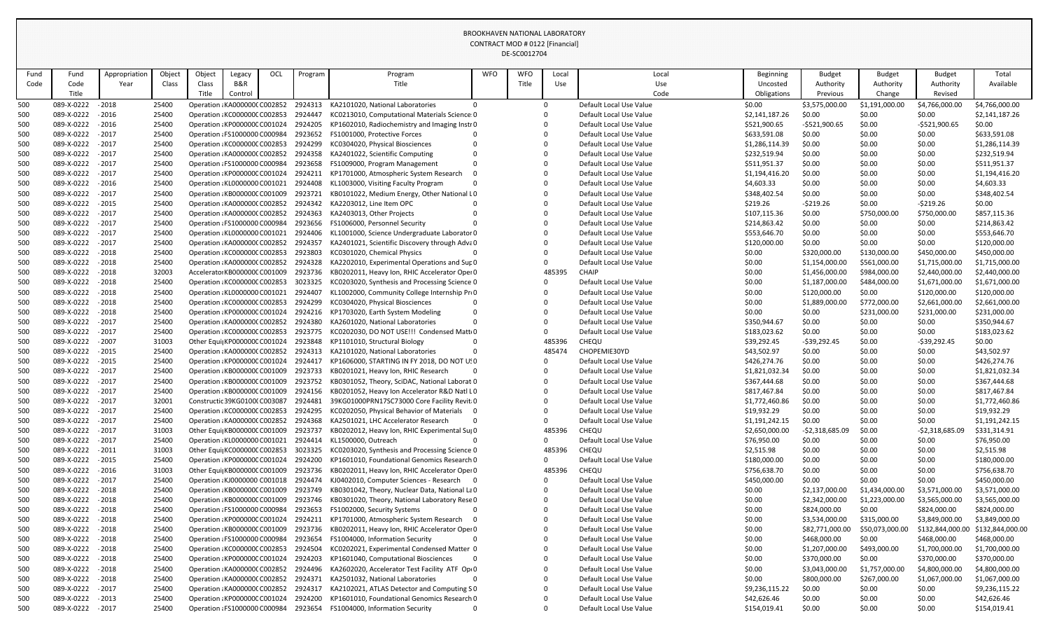BROOKHAVEN NATIONAL LABORATORY
CONTRACT MOD # 0122 [Financial]
DE-SC0012704

| Fund Code | Fund Code Title | Appropriation Year | Object Class | Object Class Title | Legacy B&R Control | OCL | Program | Program Title | WFO | WFO Title | Local Use | Local Use Code | Beginning Uncosted Obligations | Budget Authority Previous | Budget Authority Change | Budget Authority Revised | Total Available |
|---|---|---|---|---|---|---|---|---|---|---|---|---|---|---|---|---|---|
| 500 | 089-X-0222 | - 2018 | 25400 | Operation : | KA0000000 | C002852 | 2924313 | KA2101020, National Laboratories | 0 | | 0 | Default Local Use Value | $0.00 | $3,575,000.00 | $1,191,000.00 | $4,766,000.00 | $4,766,000.00 |
| 500 | 089-X-0222 | - 2016 | 25400 | Operation : | KC000000C | C002853 | 2924447 | KC0213010, Computational Materials Science | 0 | | 0 | Default Local Use Value | $2,141,187.26 | $0.00 | $0.00 | $0.00 | $2,141,187.26 |
| 500 | 089-X-0222 | - 2016 | 25400 | Operation : | KP000000C | C001024 | 2924205 | KP1602010, Radiochemistry and Imaging Instr | 0 | | 0 | Default Local Use Value | $521,900.65 | -$521,900.65 | $0.00 | -$521,900.65 | $0.00 |
| 500 | 089-X-0222 | - 2017 | 25400 | Operation : | FS1000000 | C000984 | 2923652 | FS1001000, Protective Forces | 0 | | 0 | Default Local Use Value | $633,591.08 | $0.00 | $0.00 | $0.00 | $633,591.08 |
| 500 | 089-X-0222 | - 2017 | 25400 | Operation : | KC000000C | C002853 | 2924299 | KC0304020, Physical Biosciences | 0 | | 0 | Default Local Use Value | $1,286,114.39 | $0.00 | $0.00 | $0.00 | $1,286,114.39 |
| 500 | 089-X-0222 | - 2017 | 25400 | Operation : | KA0000000 | C002852 | 2924358 | KA2401022, Scientific Computing | 0 | | 0 | Default Local Use Value | $232,519.94 | $0.00 | $0.00 | $0.00 | $232,519.94 |
| 500 | 089-X-0222 | - 2017 | 25400 | Operation : | FS1000000 | C000984 | 2923658 | FS1009000, Program Management | 0 | | 0 | Default Local Use Value | $511,951.37 | $0.00 | $0.00 | $0.00 | $511,951.37 |
| 500 | 089-X-0222 | - 2017 | 25400 | Operation : | KP000000C | C001024 | 2924211 | KP1701000, Atmospheric System Research | 0 | | 0 | Default Local Use Value | $1,194,416.20 | $0.00 | $0.00 | $0.00 | $1,194,416.20 |
| 500 | 089-X-0222 | - 2016 | 25400 | Operation : | KL0000000 | C001021 | 2924408 | KL1003000, Visiting Faculty Program | 0 | | 0 | Default Local Use Value | $4,603.33 | $0.00 | $0.00 | $0.00 | $4,603.33 |
| 500 | 089-X-0222 | - 2017 | 25400 | Operation : | KB000000C | C001009 | 2923721 | KB0101022, Medium Energy, Other National L | 0 | | 0 | Default Local Use Value | $348,402.54 | $0.00 | $0.00 | $0.00 | $348,402.54 |
| 500 | 089-X-0222 | - 2015 | 25400 | Operation : | KA0000000 | C002852 | 2924342 | KA2203012, Line Item OPC | 0 | | 0 | Default Local Use Value | $219.26 | -$219.26 | $0.00 | -$219.26 | $0.00 |
| 500 | 089-X-0222 | - 2017 | 25400 | Operation : | KA0000000 | C002852 | 2924363 | KA2403013, Other Projects | 0 | | 0 | Default Local Use Value | $107,115.36 | $0.00 | $750,000.00 | $750,000.00 | $857,115.36 |
| 500 | 089-X-0222 | - 2017 | 25400 | Operation : | FS1000000 | C000984 | 2923656 | FS1006000, Personnel Security | 0 | | 0 | Default Local Use Value | $214,863.42 | $0.00 | $0.00 | $0.00 | $214,863.42 |
| 500 | 089-X-0222 | - 2017 | 25400 | Operation : | KL0000000 | C001021 | 2924406 | KL1001000, Science Undergraduate Laborator | 0 | | 0 | Default Local Use Value | $553,646.70 | $0.00 | $0.00 | $0.00 | $553,646.70 |
| 500 | 089-X-0222 | - 2017 | 25400 | Operation : | KA0000000 | C002852 | 2924357 | KA2401021, Scientific Discovery through Adva | 0 | | 0 | Default Local Use Value | $120,000.00 | $0.00 | $0.00 | $0.00 | $120,000.00 |
| 500 | 089-X-0222 | - 2018 | 25400 | Operation : | KC000000C | C002853 | 2923803 | KC0301020, Chemical Physics | 0 | | 0 | Default Local Use Value | $0.00 | $320,000.00 | $130,000.00 | $450,000.00 | $450,000.00 |
| 500 | 089-X-0222 | - 2018 | 25400 | Operation : | KA0000000 | C002852 | 2924328 | KA2202010, Experimental Operations and Sup | 0 | | 0 | Default Local Use Value | $0.00 | $1,154,000.00 | $561,000.00 | $1,715,000.00 | $1,715,000.00 |
| 500 | 089-X-0222 | - 2018 | 32003 | Accelerator | KB000000C | C001009 | 2923736 | KB0202011, Heavy Ion, RHIC Accelerator Oper | 0 | | 485395 | CHAIP | $0.00 | $1,456,000.00 | $984,000.00 | $2,440,000.00 | $2,440,000.00 |
| 500 | 089-X-0222 | - 2018 | 25400 | Operation : | KC000000C | C002853 | 3023325 | KC0203020, Synthesis and Processing Science | 0 | | 0 | Default Local Use Value | $0.00 | $1,187,000.00 | $484,000.00 | $1,671,000.00 | $1,671,000.00 |
| 500 | 089-X-0222 | - 2018 | 25400 | Operation : | KL0000000 | C001021 | 2924407 | KL1002000, Community College Internship Pr | 0 | | 0 | Default Local Use Value | $0.00 | $120,000.00 | $0.00 | $120,000.00 | $120,000.00 |
| 500 | 089-X-0222 | - 2018 | 25400 | Operation : | KC000000C | C002853 | 2924299 | KC0304020, Physical Biosciences | 0 | | 0 | Default Local Use Value | $0.00 | $1,889,000.00 | $772,000.00 | $2,661,000.00 | $2,661,000.00 |
| 500 | 089-X-0222 | - 2018 | 25400 | Operation : | KP000000C | C001024 | 2924216 | KP1703020, Earth System Modeling | 0 | | 0 | Default Local Use Value | $0.00 | $0.00 | $231,000.00 | $231,000.00 | $231,000.00 |
| 500 | 089-X-0222 | - 2017 | 25400 | Operation : | KA0000000 | C002852 | 2924380 | KA2601020, National Laboratories | 0 | | 0 | Default Local Use Value | $350,944.67 | $0.00 | $0.00 | $0.00 | $350,944.67 |
| 500 | 089-X-0222 | - 2017 | 25400 | Operation : | KC000000C | C002853 | 2923775 | KC0202030, DO NOT USE!!! Condensed Matt | 0 | | 0 | Default Local Use Value | $183,023.62 | $0.00 | $0.00 | $0.00 | $183,023.62 |
| 500 | 089-X-0222 | - 2007 | 31003 | Other Equi | KP000000C | C001024 | 2923848 | KP1101010, Structural Biology | 0 | | 485396 | CHEQU | $39,292.45 | -$39,292.45 | $0.00 | -$39,292.45 | $0.00 |
| 500 | 089-X-0222 | - 2015 | 25400 | Operation : | KA0000000 | C002852 | 2924313 | KA2101020, National Laboratories | 0 | | 485474 | CHOPEMIE30YD | $43,502.97 | $0.00 | $0.00 | $0.00 | $43,502.97 |
| 500 | 089-X-0222 | - 2015 | 25400 | Operation : | KP000000C | C001024 | 2924417 | KP1606000, STARTING IN FY 2018, DO NOT US | 0 | | 0 | Default Local Use Value | $426,274.76 | $0.00 | $0.00 | $0.00 | $426,274.76 |
| 500 | 089-X-0222 | - 2017 | 25400 | Operation : | KB000000C | C001009 | 2923733 | KB0201021, Heavy Ion, RHIC Research | 0 | | 0 | Default Local Use Value | $1,821,032.34 | $0.00 | $0.00 | $0.00 | $1,821,032.34 |
| 500 | 089-X-0222 | - 2017 | 25400 | Operation : | KB000000C | C001009 | 2923752 | KB0301052, Theory, SciDAC, National Laborat | 0 | | 0 | Default Local Use Value | $367,444.68 | $0.00 | $0.00 | $0.00 | $367,444.68 |
| 500 | 089-X-0222 | - 2017 | 25400 | Operation : | KB000000C | C001009 | 2924156 | KB0201052, Heavy Ion Accelerator R&D Natl L | 0 | | 0 | Default Local Use Value | $817,467.84 | $0.00 | $0.00 | $0.00 | $817,467.84 |
| 500 | 089-X-0222 | - 2017 | 32001 | Constructic | 39KG0100C | C003087 | 2924481 | 39KG01000PRN17SC73000 Core Facility Revit | 0 | | 0 | Default Local Use Value | $1,772,460.86 | $0.00 | $0.00 | $0.00 | $1,772,460.86 |
| 500 | 089-X-0222 | - 2017 | 25400 | Operation : | KC000000C | C002853 | 2924295 | KC0202050, Physical Behavior of Materials | 0 | | 0 | Default Local Use Value | $19,932.29 | $0.00 | $0.00 | $0.00 | $19,932.29 |
| 500 | 089-X-0222 | - 2017 | 25400 | Operation : | KA0000000 | C002852 | 2924368 | KA2501021, LHC Accelerator Research | 0 | | 0 | Default Local Use Value | $1,191,242.15 | $0.00 | $0.00 | $0.00 | $1,191,242.15 |
| 500 | 089-X-0222 | - 2017 | 31003 | Other Equi | KB000000C | C001009 | 2923737 | KB0202012, Heavy Ion, RHIC Experimental Su | 0 | | 485396 | CHEQU | $2,650,000.00 | -$2,318,685.09 | $0.00 | -$2,318,685.09 | $331,314.91 |
| 500 | 089-X-0222 | - 2017 | 25400 | Operation : | KL0000000 | C001021 | 2924414 | KL1500000, Outreach | 0 | | 0 | Default Local Use Value | $76,950.00 | $0.00 | $0.00 | $0.00 | $76,950.00 |
| 500 | 089-X-0222 | - 2011 | 31003 | Other Equi | KC000000C | C002853 | 3023325 | KC0203020, Synthesis and Processing Science | 0 | | 485396 | CHEQU | $2,515.98 | $0.00 | $0.00 | $0.00 | $2,515.98 |
| 500 | 089-X-0222 | - 2015 | 25400 | Operation : | KP000000C | C001024 | 2924200 | KP1601010, Foundational Genomics Research | 0 | | 0 | Default Local Use Value | $180,000.00 | $0.00 | $0.00 | $0.00 | $180,000.00 |
| 500 | 089-X-0222 | - 2016 | 31003 | Other Equi | KB000000C | C001009 | 2923736 | KB0202011, Heavy Ion, RHIC Accelerator Oper | 0 | | 485396 | CHEQU | $756,638.70 | $0.00 | $0.00 | $0.00 | $756,638.70 |
| 500 | 089-X-0222 | - 2017 | 25400 | Operation : | KJ0000000 | C001018 | 2924474 | KJ0402010, Computer Sciences - Research | 0 | | 0 | Default Local Use Value | $450,000.00 | $0.00 | $0.00 | $0.00 | $450,000.00 |
| 500 | 089-X-0222 | - 2018 | 25400 | Operation : | KB000000C | C001009 | 2923749 | KB0301042, Theory, Nuclear Data, National La | 0 | | 0 | Default Local Use Value | $0.00 | $2,137,000.00 | $1,434,000.00 | $3,571,000.00 | $3,571,000.00 |
| 500 | 089-X-0222 | - 2018 | 25400 | Operation : | KB000000C | C001009 | 2923746 | KB0301020, Theory, National Laboratory Rese | 0 | | 0 | Default Local Use Value | $0.00 | $2,342,000.00 | $1,223,000.00 | $3,565,000.00 | $3,565,000.00 |
| 500 | 089-X-0222 | - 2018 | 25400 | Operation : | FS1000000 | C000984 | 2923653 | FS1002000, Security Systems | 0 | | 0 | Default Local Use Value | $0.00 | $824,000.00 | $0.00 | $824,000.00 | $824,000.00 |
| 500 | 089-X-0222 | - 2018 | 25400 | Operation : | KP000000C | C001024 | 2924211 | KP1701000, Atmospheric System Research | 0 | | 0 | Default Local Use Value | $0.00 | $3,534,000.00 | $315,000.00 | $3,849,000.00 | $3,849,000.00 |
| 500 | 089-X-0222 | - 2018 | 25400 | Operation : | KB000000C | C001009 | 2923736 | KB0202011, Heavy Ion, RHIC Accelerator Oper | 0 | | 0 | Default Local Use Value | $0.00 | $82,771,000.00 | $50,073,000.00 | $132,844,000.00 | $132,844,000.00 |
| 500 | 089-X-0222 | - 2018 | 25400 | Operation : | FS1000000 | C000984 | 2923654 | FS1004000, Information Security | 0 | | 0 | Default Local Use Value | $0.00 | $468,000.00 | $0.00 | $468,000.00 | $468,000.00 |
| 500 | 089-X-0222 | - 2018 | 25400 | Operation : | KC000000C | C002853 | 2924504 | KC0202021, Experimental Condensed Matter | 0 | | 0 | Default Local Use Value | $0.00 | $1,207,000.00 | $493,000.00 | $1,700,000.00 | $1,700,000.00 |
| 500 | 089-X-0222 | - 2018 | 25400 | Operation : | KP000000C | C001024 | 2924203 | KP1601040, Computational Biosciences | 0 | | 0 | Default Local Use Value | $0.00 | $370,000.00 | $0.00 | $370,000.00 | $370,000.00 |
| 500 | 089-X-0222 | - 2018 | 25400 | Operation : | KA0000000 | C002852 | 2924496 | KA2602020, Accelerator Test Facility ATF Sup | 0 | | 0 | Default Local Use Value | $0.00 | $3,043,000.00 | $1,757,000.00 | $4,800,000.00 | $4,800,000.00 |
| 500 | 089-X-0222 | - 2018 | 25400 | Operation : | KA0000000 | C002852 | 2924371 | KA2501032, National Laboratories | 0 | | 0 | Default Local Use Value | $0.00 | $800,000.00 | $267,000.00 | $1,067,000.00 | $1,067,000.00 |
| 500 | 089-X-0222 | - 2017 | 25400 | Operation : | KA0000000 | C002852 | 2924317 | KA2102021, ATLAS Detector and Computing S | 0 | | 0 | Default Local Use Value | $9,236,115.22 | $0.00 | $0.00 | $0.00 | $9,236,115.22 |
| 500 | 089-X-0222 | - 2013 | 25400 | Operation : | KP000000C | C001024 | 2924200 | KP1601010, Foundational Genomics Research | 0 | | 0 | Default Local Use Value | $42,626.46 | $0.00 | $0.00 | $0.00 | $42,626.46 |
| 500 | 089-X-0222 | - 2017 | 25400 | Operation : | FS1000000 | C000984 | 2923654 | FS1004000, Information Security | 0 | | 0 | Default Local Use Value | $154,019.41 | $0.00 | $0.00 | $0.00 | $154,019.41 |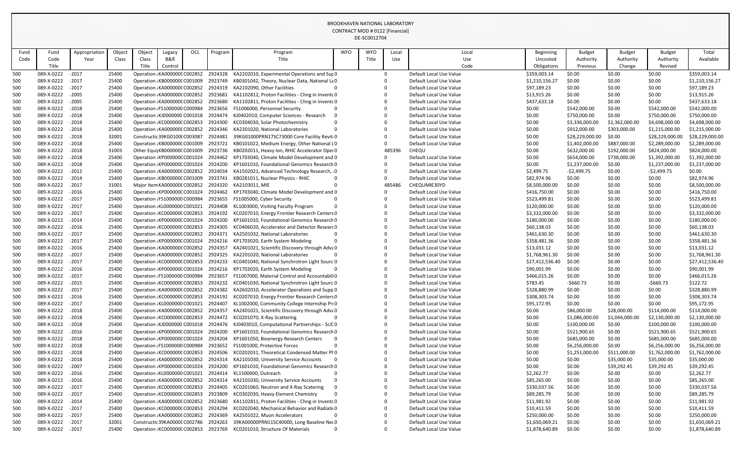BROOKHAVEN NATIONAL LABORATORY
CONTRACT MOD # 0122 [Financial]
DE-SC0012704

| Fund Code | Fund Title | Appropriation Year | Object Class | Object Class Title | Legacy B&R Control | OCL | Program | Program Title | WFO | WFO Title | Local Use | Local Use Code | Beginning Uncosted Obligations | Budget Authority Previous | Budget Authority Change | Budget Authority Revised | Total Available |
|---|---|---|---|---|---|---|---|---|---|---|---|---|---|---|---|---|---|
| 500 | 089-X-0222 | - 2017 | 25400 | Operation : | KA000000C | C002852 | 2924328 | KA2202010, Experimental Operations and Sup | 0 | | 0 | Default Local Use Value | $359,003.14 | $0.00 | $0.00 | $0.00 | $359,003.14 |
| 500 | 089-X-0222 | - 2017 | 25400 | Operation : | KB000000C | C001009 | 2923749 | KB0301042, Theory, Nuclear Data, National La | 0 | | 0 | Default Local Use Value | $1,210,156.27 | $0.00 | $0.00 | $0.00 | $1,210,156.27 |
| 500 | 089-X-0222 | - 2017 | 25400 | Operation : | KA000000C | C002852 | 2924319 | KA2102090, Other Facilities | 0 | | 0 | Default Local Use Value | $97,189.23 | $0.00 | $0.00 | $0.00 | $97,189.23 |
| 500 | 089-X-0222 | - 2005 | 25400 | Operation : | KA000000C | C002852 | 2923681 | KA1102812, Proton Facilities - Chng in Inventc | 0 | | 0 | Default Local Use Value | $13,915.26 | $0.00 | $0.00 | $0.00 | $13,915.26 |
| 500 | 089-X-0222 | - 2005 | 25400 | Operation : | KA000000C | C002852 | 2923680 | KA1102811, Proton Facilities - Chng in Inventc | 0 | | 0 | Default Local Use Value | $437,633.18 | $0.00 | $0.00 | $0.00 | $437,633.18 |
| 500 | 089-X-0222 | - 2018 | 25400 | Operation : | FS1000000 | C000984 | 2923656 | FS1006000, Personnel Security | 0 | | 0 | Default Local Use Value | $0.00 | $542,000.00 | $0.00 | $542,000.00 | $542,000.00 |
| 500 | 089-X-0222 | - 2018 | 25400 | Operation : | KJ0000000 | C001018 | 2924474 | KJ0402010, Computer Sciences - Research | 0 | | 0 | Default Local Use Value | $0.00 | $750,000.00 | $0.00 | $750,000.00 | $750,000.00 |
| 500 | 089-X-0222 | - 2018 | 25400 | Operation : | KC000000C | C002853 | 2924300 | KC0304030, Solar Photochemistry | 0 | | 0 | Default Local Use Value | $0.00 | $3,336,000.00 | $1,362,000.00 | $4,698,000.00 | $4,698,000.00 |
| 500 | 089-X-0222 | - 2018 | 25400 | Operation : | KA000000C | C002852 | 2924346 | KA2301020, National Laboratories | 0 | | 0 | Default Local Use Value | $0.00 | $912,000.00 | $303,000.00 | $1,215,000.00 | $1,215,000.00 |
| 500 | 089-X-0222 | - 2018 | 32001 | Constructic | 39KG0100( | C003087 | 2924481 | 39KG01000PRN17SC73000 Core Facility Revit | 0 | | 0 | Default Local Use Value | $0.00 | $28,229,000.00 | $0.00 | $28,229,000.00 | $28,229,000.00 |
| 500 | 089-X-0222 | - 2018 | 25400 | Operation : | KB000000C | C001009 | 2923721 | KB0101022, Medium Energy, Other National L | 0 | | 0 | Default Local Use Value | $0.00 | $1,402,000.00 | $887,000.00 | $2,289,000.00 | $2,289,000.00 |
| 500 | 089-X-0222 | - 2018 | 31003 | Other Equi | KB000000C | C001009 | 2923736 | KB0202011, Heavy Ion, RHIC Accelerator Oper | 0 | | 485396 | CHEQU | $0.00 | $632,000.00 | $192,000.00 | $824,000.00 | $824,000.00 |
| 500 | 089-X-0222 | - 2018 | 25400 | Operation : | KP000000C | C001024 | 2924462 | KP1703040, Climate Model Development and | 0 | | 0 | Default Local Use Value | $0.00 | $654,000.00 | $738,000.00 | $1,392,000.00 | $1,392,000.00 |
| 500 | 089-X-0222 | - 2018 | 25400 | Operation : | KP000000C | C001024 | 2924200 | KP1601010, Foundational Genomics Research | 0 | | 0 | Default Local Use Value | $0.00 | $1,237,000.00 | $0.00 | $1,237,000.00 | $1,237,000.00 |
| 500 | 089-X-0222 | - 2012 | 25400 | Operation : | KA000000C | C002852 | 2924034 | KA1502021, Advanced Technology Research, | 0 | | 0 | Default Local Use Value | $2,499.75 | -$2,499.75 | $0.00 | -$2,499.75 | $0.00 |
| 500 | 089-X-0222 | - 2014 | 25400 | Operation : | KB000000C | C001009 | 2923741 | KB0281011, Nuclear Physics - RHIC | 0 | | 0 | Default Local Use Value | $82,974.96 | $0.00 | $0.00 | $0.00 | $82,974.96 |
| 500 | 089-X-0222 | - 2017 | 31001 | Major Item | KA000000C | C002852 | 2924320 | KA2103011, MIE | 0 | | 485486 | CHEQUMIE30YD | $8,500,000.00 | $0.00 | $0.00 | $0.00 | $8,500,000.00 |
| 500 | 089-X-0222 | - 2016 | 25400 | Operation : | KP000000C | C001024 | 2924462 | KP1703040, Climate Model Development and | 0 | | 0 | Default Local Use Value | $416,750.00 | $0.00 | $0.00 | $0.00 | $416,750.00 |
| 500 | 089-X-0222 | - 2017 | 25400 | Operation : | FS1000000 | C000984 | 2923655 | FS1005000, Cyber Security | 0 | | 0 | Default Local Use Value | $523,499.81 | $0.00 | $0.00 | $0.00 | $523,499.81 |
| 500 | 089-X-0222 | - 2017 | 25400 | Operation : | KL0000000 | C001021 | 2924408 | KL1003000, Visiting Faculty Program | 0 | | 0 | Default Local Use Value | $120,000.00 | $0.00 | $0.00 | $0.00 | $120,000.00 |
| 500 | 089-X-0222 | - 2017 | 25400 | Operation : | KC000000C | C002853 | 2924192 | KC0207010, Energy Frontier Research Centers | 0 | | 0 | Default Local Use Value | $3,332,000.00 | $0.00 | $0.00 | $0.00 | $3,332,000.00 |
| 500 | 089-X-0222 | - 2014 | 25400 | Operation : | KP000000C | C001024 | 2924200 | KP1601010, Foundational Genomics Research | 0 | | 0 | Default Local Use Value | $180,000.00 | $0.00 | $0.00 | $0.00 | $180,000.00 |
| 500 | 089-X-0222 | - 2016 | 25400 | Operation : | KC000000C | C002853 | 2924305 | KC0406020, Accelerator and Detector Researc | 0 | | 0 | Default Local Use Value | $60,138.03 | $0.00 | $0.00 | $0.00 | $60,138.03 |
| 500 | 089-X-0222 | - 2017 | 25400 | Operation : | KA000000C | C002852 | 2924371 | KA2501032, National Laboratories | 0 | | 0 | Default Local Use Value | $461,630.30 | $0.00 | $0.00 | $0.00 | $461,630.30 |
| 500 | 089-X-0222 | - 2017 | 25400 | Operation : | KP000000C | C001024 | 2924216 | KP1703020, Earth System Modeling | 0 | | 0 | Default Local Use Value | $358,481.36 | $0.00 | $0.00 | $0.00 | $358,481.36 |
| 500 | 089-X-0222 | - 2016 | 25400 | Operation : | KA000000C | C002852 | 2924357 | KA2401021, Scientific Discovery through Adva | 0 | | 0 | Default Local Use Value | $13,031.12 | $0.00 | $0.00 | $0.00 | $13,031.12 |
| 500 | 089-X-0222 | - 2017 | 25400 | Operation : | KA000000C | C002852 | 2924325 | KA2201020, National Laboratories | 0 | | 0 | Default Local Use Value | $1,768,961.30 | $0.00 | $0.00 | $0.00 | $1,768,961.30 |
| 500 | 089-X-0222 | - 2017 | 25400 | Operation : | KC000000C | C002853 | 2924233 | KC0401040, National Synchrotron Light Sourc | 0 | | 0 | Default Local Use Value | $27,412,536.40 | $0.00 | $0.00 | $0.00 | $27,412,536.40 |
| 500 | 089-X-0222 | - 2016 | 25400 | Operation : | KP000000C | C001024 | 2924216 | KP1703020, Earth System Modeling | 0 | | 0 | Default Local Use Value | $90,001.99 | $0.00 | $0.00 | $0.00 | $90,001.99 |
| 500 | 089-X-0222 | - 2017 | 25400 | Operation : | FS1000000 | C000984 | 2923657 | FS1007000, Material Control and Accountabili | 0 | | 0 | Default Local Use Value | $466,015.26 | $0.00 | $0.00 | $0.00 | $466,015.26 |
| 500 | 089-X-0222 | - 2015 | 25400 | Operation : | KC000000C | C002853 | 2924232 | KC0401030, National Synchrotron Light Sourc | 0 | | 0 | Default Local Use Value | $783.45 | -$660.73 | $0.00 | -$660.73 | $122.72 |
| 500 | 089-X-0222 | - 2017 | 25400 | Operation : | KA000000C | C002852 | 2924382 | KA2602010, Accelerator Operations and Supp | 0 | | 0 | Default Local Use Value | $328,880.99 | $0.00 | $0.00 | $0.00 | $328,880.99 |
| 500 | 089-X-0222 | - 2016 | 25400 | Operation : | KC000000C | C002853 | 2924192 | KC0207010, Energy Frontier Research Centers | 0 | | 0 | Default Local Use Value | $308,303.74 | $0.00 | $0.00 | $0.00 | $308,303.74 |
| 500 | 089-X-0222 | - 2017 | 25400 | Operation : | KL0000000 | C001021 | 2924407 | KL1002000, Community College Internship Pr | 0 | | 0 | Default Local Use Value | $95,172.95 | $0.00 | $0.00 | $0.00 | $95,172.95 |
| 500 | 089-X-0222 | - 2018 | 25400 | Operation : | KA000000C | C002852 | 2924357 | KA2401021, Scientific Discovery through Adva | 0 | | 0 | Default Local Use Value | $0.00 | $86,000.00 | $28,000.00 | $114,000.00 | $114,000.00 |
| 500 | 089-X-0222 | - 2018 | 25400 | Operation : | KC000000C | C002853 | 2924472 | KC0201070, X-Ray Scattering | 0 | | 0 | Default Local Use Value | $0.00 | $1,086,000.00 | $1,044,000.00 | $2,130,000.00 | $2,130,000.00 |
| 500 | 089-X-0222 | - 2018 | 25400 | Operation : | KJ0000000 | C001018 | 2924476 | KJ0403010, Computational Partnerships - SciD | 0 | | 0 | Default Local Use Value | $0.00 | $100,000.00 | $0.00 | $100,000.00 | $100,000.00 |
| 500 | 089-X-0222 | - 2016 | 25400 | Operation : | KP000000C | C001024 | 2924200 | KP1601010, Foundational Genomics Research | 0 | | 0 | Default Local Use Value | $0.00 | $521,900.65 | $0.00 | $521,900.65 | $521,900.65 |
| 500 | 089-X-0222 | - 2018 | 25400 | Operation : | KP000000C | C001024 | 2924204 | KP1601050, Bioenergy Research Centers | 0 | | 0 | Default Local Use Value | $0.00 | $685,000.00 | $0.00 | $685,000.00 | $685,000.00 |
| 500 | 089-X-0222 | - 2018 | 25400 | Operation : | FS1000000 | C000984 | 2923652 | FS1001000, Protective Forces | 0 | | 0 | Default Local Use Value | $0.00 | $6,256,000.00 | $0.00 | $6,256,000.00 | $6,256,000.00 |
| 500 | 089-X-0222 | - 2018 | 25400 | Operation : | KC000000C | C002853 | 2924506 | KC0202031, Theoretical Condensed Matter Ph | 0 | | 0 | Default Local Use Value | $0.00 | $1,251,000.00 | $511,000.00 | $1,762,000.00 | $1,762,000.00 |
| 500 | 089-X-0222 | - 2018 | 25400 | Operation : | KA000000C | C002852 | 2924314 | KA2101030, University Service Accounts | 0 | | 0 | Default Local Use Value | $0.00 | $0.00 | $35,000.00 | $35,000.00 | $35,000.00 |
| 500 | 089-X-0222 | - 2007 | 25400 | Operation : | KP000000C | C001024 | 2924200 | KP1601010, Foundational Genomics Research | 0 | | 0 | Default Local Use Value | $0.00 | $0.00 | $39,292.45 | $39,292.45 | $39,292.45 |
| 500 | 089-X-0222 | - 2016 | 25400 | Operation : | KL0000000 | C001021 | 2924414 | KL1500000, Outreach | 0 | | 0 | Default Local Use Value | $2,262.77 | $0.00 | $0.00 | $0.00 | $2,262.77 |
| 500 | 089-X-0222 | - 2016 | 25400 | Operation : | KA000000C | C002852 | 2924314 | KA2101030, University Service Accounts | 0 | | 0 | Default Local Use Value | $85,265.00 | $0.00 | $0.00 | $0.00 | $85,265.00 |
| 500 | 089-X-0222 | - 2017 | 25400 | Operation : | KC000000C | C002853 | 2924405 | KC0201060, Neutron and X-Ray Scatering | 0 | | 0 | Default Local Use Value | $330,037.56 | $0.00 | $0.00 | $0.00 | $330,037.56 |
| 500 | 089-X-0222 | - 2017 | 25400 | Operation : | KC000000C | C002853 | 2923809 | KC0302030, Heavy Element Chemistry | 0 | | 0 | Default Local Use Value | $89,285.79 | $0.00 | $0.00 | $0.00 | $89,285.79 |
| 500 | 089-X-0222 | - 2014 | 25400 | Operation : | KA000000C | C002852 | 2923680 | KA1102811, Proton Facilities - Chng in Inventc | 0 | | 0 | Default Local Use Value | $11,981.92 | $0.00 | $0.00 | $0.00 | $11,981.92 |
| 500 | 089-X-0222 | - 2017 | 25400 | Operation : | KC000000C | C002853 | 2924294 | KC0202040, Mechanical Behavior and Radiatic | 0 | | 0 | Default Local Use Value | $10,411.59 | $0.00 | $0.00 | $0.00 | $10,411.59 |
| 500 | 089-X-0222 | - 2017 | 25400 | Operation : | KA000000C | C002852 | 2924369 | KA2501022, Muon Accelerators | 0 | | 0 | Default Local Use Value | $250,000.00 | $0.00 | $0.00 | $0.00 | $250,000.00 |
| 500 | 089-X-0222 | - 2017 | 32001 | Constructic | 39KA0000( | C002786 | 2924263 | 39KA00000PRN11SC40000, Long Baseline Neu | 0 | | 0 | Default Local Use Value | $1,650,069.21 | $0.00 | $0.00 | $0.00 | $1,650,069.21 |
| 500 | 089-X-0222 | - 2017 | 25400 | Operation : | KC000000C | C002853 | 2923769 | KC0201010, Structure Of Materials | 0 | | 0 | Default Local Use Value | $1,878,640.89 | $0.00 | $0.00 | $0.00 | $1,878,640.89 |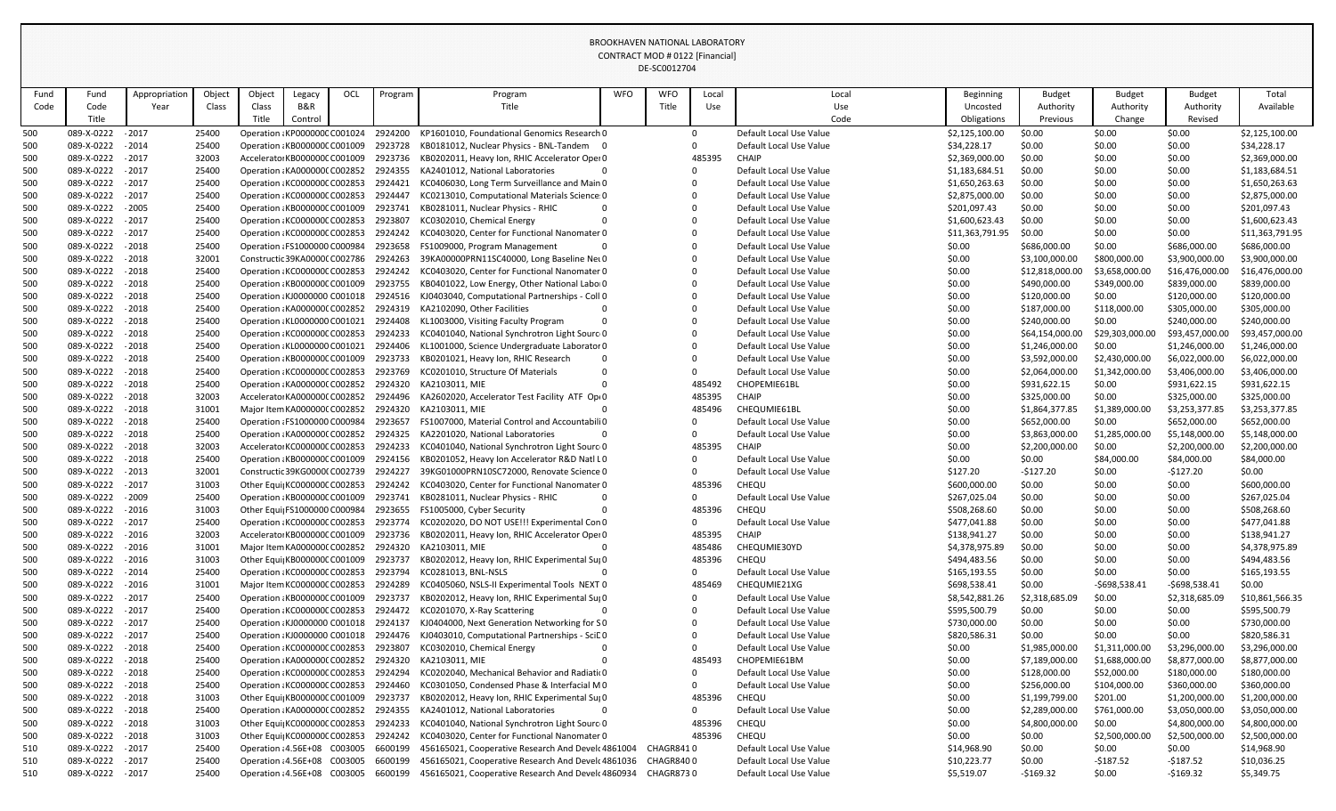BROOKHAVEN NATIONAL LABORATORY
CONTRACT MOD # 0122 [Financial]
DE-SC0012704

| Fund Code | Fund Code Title | Appropriation Year | Object Class | Object Class Title | Legacy B&R Control | OCL | Program | Program Title | WFO | WFO Title | Local Use | Local Use Code | Beginning Uncosted Obligations | Budget Authority Previous | Budget Authority Change | Budget Authority Revised | Total Available |
|---|---|---|---|---|---|---|---|---|---|---|---|---|---|---|---|---|---|
| 500 | 089-X-0222 | -2017 | 25400 | Operation : | KP000000C | C001024 | 2924200 | KP1601010, Foundational Genomics Research | 0 | | 0 | Default Local Use Value | $2,125,100.00 | $0.00 | $0.00 | $0.00 | $2,125,100.00 |
| 500 | 089-X-0222 | -2014 | 25400 | Operation : | KB000000C | C001009 | 2923728 | KB0181012, Nuclear Physics - BNL-Tandem | 0 | | 0 | Default Local Use Value | $34,228.17 | $0.00 | $0.00 | $0.00 | $34,228.17 |
| 500 | 089-X-0222 | -2017 | 32003 | Accelerator | KB000000C | C001009 | 2923736 | KB0202011, Heavy Ion, RHIC Accelerator Oper | 0 | | 485395 | CHAIP | $2,369,000.00 | $0.00 | $0.00 | $0.00 | $2,369,000.00 |
| 500 | 089-X-0222 | -2017 | 25400 | Operation : | KA000000C | C002852 | 2924355 | KA2401012, National Laboratories | 0 | | 0 | Default Local Use Value | $1,183,684.51 | $0.00 | $0.00 | $0.00 | $1,183,684.51 |
| 500 | 089-X-0222 | -2017 | 25400 | Operation : | KC000000C | C002853 | 2924421 | KC0406030, Long Term Surveillance and Main | 0 | | 0 | Default Local Use Value | $1,650,263.63 | $0.00 | $0.00 | $0.00 | $1,650,263.63 |
| 500 | 089-X-0222 | -2017 | 25400 | Operation : | KC000000C | C002853 | 2924447 | KC0213010, Computational Materials Science | 0 | | 0 | Default Local Use Value | $2,875,000.00 | $0.00 | $0.00 | $0.00 | $2,875,000.00 |
| 500 | 089-X-0222 | -2005 | 25400 | Operation : | KB000000C | C001009 | 2923741 | KB0281011, Nuclear Physics - RHIC | 0 | | 0 | Default Local Use Value | $201,097.43 | $0.00 | $0.00 | $0.00 | $201,097.43 |
| 500 | 089-X-0222 | -2017 | 25400 | Operation : | KC000000C | C002853 | 2923807 | KC0302010, Chemical Energy | 0 | | 0 | Default Local Use Value | $1,600,623.43 | $0.00 | $0.00 | $0.00 | $1,600,623.43 |
| 500 | 089-X-0222 | -2017 | 25400 | Operation : | KC000000C | C002853 | 2924242 | KC0403020, Center for Functional Nanomater | 0 | | 0 | Default Local Use Value | $11,363,791.95 | $0.00 | $0.00 | $0.00 | $11,363,791.95 |
| 500 | 089-X-0222 | -2018 | 25400 | Operation : | FS1000000 | C000984 | 2923658 | FS1009000, Program Management | 0 | | 0 | Default Local Use Value | $0.00 | $686,000.00 | $0.00 | $686,000.00 | $686,000.00 |
| 500 | 089-X-0222 | -2018 | 32001 | Constructi | 39KA0000C | C002786 | 2924263 | 39KA00000PRN11SC40000, Long Baseline Ne | 0 | | 0 | Default Local Use Value | $0.00 | $3,100,000.00 | $800,000.00 | $3,900,000.00 | $3,900,000.00 |
| 500 | 089-X-0222 | -2018 | 25400 | Operation : | KC000000C | C002853 | 2924242 | KC0403020, Center for Functional Nanomater | 0 | | 0 | Default Local Use Value | $0.00 | $12,818,000.00 | $3,658,000.00 | $16,476,000.00 | $16,476,000.00 |
| 500 | 089-X-0222 | -2018 | 25400 | Operation : | KB000000C | C001009 | 2923755 | KB0401022, Low Energy, Other National Labo | 0 | | 0 | Default Local Use Value | $0.00 | $490,000.00 | $349,000.00 | $839,000.00 | $839,000.00 |
| 500 | 089-X-0222 | -2018 | 25400 | Operation : | KJ0000000 | C001018 | 2924516 | KJ0403040, Computational Partnerships - Coll | 0 | | 0 | Default Local Use Value | $0.00 | $120,000.00 | $0.00 | $120,000.00 | $120,000.00 |
| 500 | 089-X-0222 | -2018 | 25400 | Operation : | KA000000C | C002852 | 2924319 | KA2102090, Other Facilities | 0 | | 0 | Default Local Use Value | $0.00 | $187,000.00 | $118,000.00 | $305,000.00 | $305,000.00 |
| 500 | 089-X-0222 | -2018 | 25400 | Operation : | KL0000000 | C001021 | 2924408 | KL1003000, Visiting Faculty Program | 0 | | 0 | Default Local Use Value | $0.00 | $240,000.00 | $0.00 | $240,000.00 | $240,000.00 |
| 500 | 089-X-0222 | -2018 | 25400 | Operation : | KC000000C | C002853 | 2924233 | KC0401040, National Synchrotron Light Sourc | 0 | | 0 | Default Local Use Value | $0.00 | $64,154,000.00 | $29,303,000.00 | $93,457,000.00 | $93,457,000.00 |
| 500 | 089-X-0222 | -2018 | 25400 | Operation : | KL0000000 | C001021 | 2924406 | KL1001000, Science Undergraduate Laborator | 0 | | 0 | Default Local Use Value | $0.00 | $1,246,000.00 | $0.00 | $1,246,000.00 | $1,246,000.00 |
| 500 | 089-X-0222 | -2018 | 25400 | Operation : | KB000000C | C001009 | 2923733 | KB0201021, Heavy Ion, RHIC Research | 0 | | 0 | Default Local Use Value | $0.00 | $3,592,000.00 | $2,430,000.00 | $6,022,000.00 | $6,022,000.00 |
| 500 | 089-X-0222 | -2018 | 25400 | Operation : | KC000000C | C002853 | 2923769 | KC0201010, Structure Of Materials | 0 | | 0 | Default Local Use Value | $0.00 | $2,064,000.00 | $1,342,000.00 | $3,406,000.00 | $3,406,000.00 |
| 500 | 089-X-0222 | -2018 | 25400 | Operation : | KA000000C | C002852 | 2924320 | KA2103011, MIE | 0 | | 485492 | CHOPEMIE61BL | $0.00 | $931,622.15 | $0.00 | $931,622.15 | $931,622.15 |
| 500 | 089-X-0222 | -2018 | 32003 | Accelerator | KA000000C | C002852 | 2924496 | KA2602020, Accelerator Test Facility ATF Op | 0 | | 485395 | CHAIP | $0.00 | $325,000.00 | $0.00 | $325,000.00 | $325,000.00 |
| 500 | 089-X-0222 | -2018 | 31001 | Major Item | KA000000C | C002852 | 2924320 | KA2103011, MIE | 0 | | 485496 | CHEQUMIE61BL | $0.00 | $1,864,377.85 | $1,389,000.00 | $3,253,377.85 | $3,253,377.85 |
| 500 | 089-X-0222 | -2018 | 25400 | Operation : | FS1000000 | C000984 | 2923657 | FS1007000, Material Control and Accountabili | 0 | | 0 | Default Local Use Value | $0.00 | $652,000.00 | $0.00 | $652,000.00 | $652,000.00 |
| 500 | 089-X-0222 | -2018 | 25400 | Operation : | KA000000C | C002852 | 2924325 | KA2201020, National Laboratories | 0 | | 0 | Default Local Use Value | $0.00 | $3,863,000.00 | $1,285,000.00 | $5,148,000.00 | $5,148,000.00 |
| 500 | 089-X-0222 | -2018 | 32003 | Accelerator | KC000000C | C002853 | 2924233 | KC0401040, National Synchrotron Light Sourc | 0 | | 485395 | CHAIP | $0.00 | $2,200,000.00 | $0.00 | $2,200,000.00 | $2,200,000.00 |
| 500 | 089-X-0222 | -2018 | 25400 | Operation : | KB000000C | C001009 | 2924156 | KB0201052, Heavy Ion Accelerator R&D Natl L | 0 | | 0 | Default Local Use Value | $0.00 | $0.00 | $84,000.00 | $84,000.00 | $84,000.00 |
| 500 | 089-X-0222 | -2013 | 32001 | Constructi | 39KG0000C | C002739 | 2924227 | 39KG01000PRN10SC72000, Renovate Science | 0 | | 0 | Default Local Use Value | $127.20 | -$127.20 | $0.00 | -$127.20 | $0.00 |
| 500 | 089-X-0222 | -2017 | 31003 | Other Equi | KC000000C | C002853 | 2924242 | KC0403020, Center for Functional Nanomater | 0 | | 485396 | CHEQU | $600,000.00 | $0.00 | $0.00 | $0.00 | $600,000.00 |
| 500 | 089-X-0222 | -2009 | 25400 | Operation : | KB000000C | C001009 | 2923741 | KB0281011, Nuclear Physics - RHIC | 0 | | 0 | Default Local Use Value | $267,025.04 | $0.00 | $0.00 | $0.00 | $267,025.04 |
| 500 | 089-X-0222 | -2016 | 31003 | Other Equi | FS1000000 | C000984 | 2923655 | FS1005000, Cyber Security | 0 | | 485396 | CHEQU | $508,268.60 | $0.00 | $0.00 | $0.00 | $508,268.60 |
| 500 | 089-X-0222 | -2017 | 25400 | Operation : | KC000000C | C002853 | 2923774 | KC0202020, DO NOT USE!!! Experimental Con | 0 | | 0 | Default Local Use Value | $477,041.88 | $0.00 | $0.00 | $0.00 | $477,041.88 |
| 500 | 089-X-0222 | -2016 | 32003 | Accelerator | KB000000C | C001009 | 2923736 | KB0202011, Heavy Ion, RHIC Accelerator Oper | 0 | | 485395 | CHAIP | $138,941.27 | $0.00 | $0.00 | $0.00 | $138,941.27 |
| 500 | 089-X-0222 | -2016 | 31001 | Major Item | KA000000C | C002852 | 2924320 | KA2103011, MIE | 0 | | 485486 | CHEQUMIE30YD | $4,378,975.89 | $0.00 | $0.00 | $0.00 | $4,378,975.89 |
| 500 | 089-X-0222 | -2016 | 31003 | Other Equi | KB000000C | C001009 | 2923737 | KB0202012, Heavy Ion, RHIC Experimental Su | 0 | | 485396 | CHEQU | $494,483.56 | $0.00 | $0.00 | $0.00 | $494,483.56 |
| 500 | 089-X-0222 | -2014 | 25400 | Operation : | KC000000C | C002853 | 2923794 | KC0281013, BNL-NSLS | 0 | | 0 | Default Local Use Value | $165,193.55 | $0.00 | $0.00 | $0.00 | $165,193.55 |
| 500 | 089-X-0222 | -2016 | 31001 | Major Item | KC000000C | C002853 | 2924289 | KC0405060, NSLS-II Experimental Tools NEXT | 0 | | 485469 | CHEQUMIE21XG | $698,538.41 | $0.00 | -$698,538.41 | -$698,538.41 | $0.00 |
| 500 | 089-X-0222 | -2017 | 25400 | Operation : | KB000000C | C001009 | 2923737 | KB0202012, Heavy Ion, RHIC Experimental Su | 0 | | 0 | Default Local Use Value | $8,542,881.26 | $2,318,685.09 | $0.00 | $2,318,685.09 | $10,861,566.35 |
| 500 | 089-X-0222 | -2017 | 25400 | Operation : | KC000000C | C002853 | 2924472 | KC0201070, X-Ray Scattering | 0 | | 0 | Default Local Use Value | $595,500.79 | $0.00 | $0.00 | $0.00 | $595,500.79 |
| 500 | 089-X-0222 | -2017 | 25400 | Operation : | KJ0000000 | C001018 | 2924137 | KJ0404000, Next Generation Networking for S | 0 | | 0 | Default Local Use Value | $730,000.00 | $0.00 | $0.00 | $0.00 | $730,000.00 |
| 500 | 089-X-0222 | -2017 | 25400 | Operation : | KJ0000000 | C001018 | 2924476 | KJ0403010, Computational Partnerships - SciD | 0 | | 0 | Default Local Use Value | $820,586.31 | $0.00 | $0.00 | $0.00 | $820,586.31 |
| 500 | 089-X-0222 | -2018 | 25400 | Operation : | KC000000C | C002853 | 2923807 | KC0302010, Chemical Energy | 0 | | 0 | Default Local Use Value | $0.00 | $1,985,000.00 | $1,311,000.00 | $3,296,000.00 | $3,296,000.00 |
| 500 | 089-X-0222 | -2018 | 25400 | Operation : | KA000000C | C002852 | 2924320 | KA2103011, MIE | 0 | | 485493 | CHOPEMIE61BM | $0.00 | $7,189,000.00 | $1,688,000.00 | $8,877,000.00 | $8,877,000.00 |
| 500 | 089-X-0222 | -2018 | 25400 | Operation : | KC000000C | C002853 | 2924294 | KC0202040, Mechanical Behavior and Radiati | 0 | | 0 | Default Local Use Value | $0.00 | $128,000.00 | $52,000.00 | $180,000.00 | $180,000.00 |
| 500 | 089-X-0222 | -2018 | 25400 | Operation : | KC000000C | C002853 | 2924460 | KC0301050, Condensed Phase & Interfacial M | 0 | | 0 | Default Local Use Value | $0.00 | $256,000.00 | $104,000.00 | $360,000.00 | $360,000.00 |
| 500 | 089-X-0222 | -2018 | 31003 | Other Equi | KB000000C | C001009 | 2923737 | KB0202012, Heavy Ion, RHIC Experimental Su | 0 | | 485396 | CHEQU | $0.00 | $1,199,799.00 | $201.00 | $1,200,000.00 | $1,200,000.00 |
| 500 | 089-X-0222 | -2018 | 25400 | Operation : | KA000000C | C002852 | 2924355 | KA2401012, National Laboratories | 0 | | 0 | Default Local Use Value | $0.00 | $2,289,000.00 | $761,000.00 | $3,050,000.00 | $3,050,000.00 |
| 500 | 089-X-0222 | -2018 | 31003 | Other Equi | KC000000C | C002853 | 2924233 | KC0401040, National Synchrotron Light Sourc | 0 | | 485396 | CHEQU | $0.00 | $4,800,000.00 | $0.00 | $4,800,000.00 | $4,800,000.00 |
| 500 | 089-X-0222 | -2018 | 31003 | Other Equi | KC000000C | C002853 | 2924242 | KC0403020, Center for Functional Nanomater | 0 | | 485396 | CHEQU | $0.00 | $0.00 | $2,500,000.00 | $2,500,000.00 | $2,500,000.00 |
| 510 | 089-X-0222 | -2017 | 25400 | Operation : | 4.56E+08 | C003005 | 6600199 | 456165021, Cooperative Research And Devel | 4861004 | CHAGR841 | 0 | Default Local Use Value | $14,968.90 | $0.00 | $0.00 | $0.00 | $14,968.90 |
| 510 | 089-X-0222 | -2017 | 25400 | Operation : | 4.56E+08 | C003005 | 6600199 | 456165021, Cooperative Research And Devel | 4861036 | CHAGR840 | 0 | Default Local Use Value | $10,223.77 | $0.00 | -$187.52 | -$187.52 | $10,036.25 |
| 510 | 089-X-0222 | -2017 | 25400 | Operation : | 4.56E+08 | C003005 | 6600199 | 456165021, Cooperative Research And Devel | 4860934 | CHAGR873 | 0 | Default Local Use Value | $5,519.07 | -$169.32 | $0.00 | -$169.32 | $5,349.75 |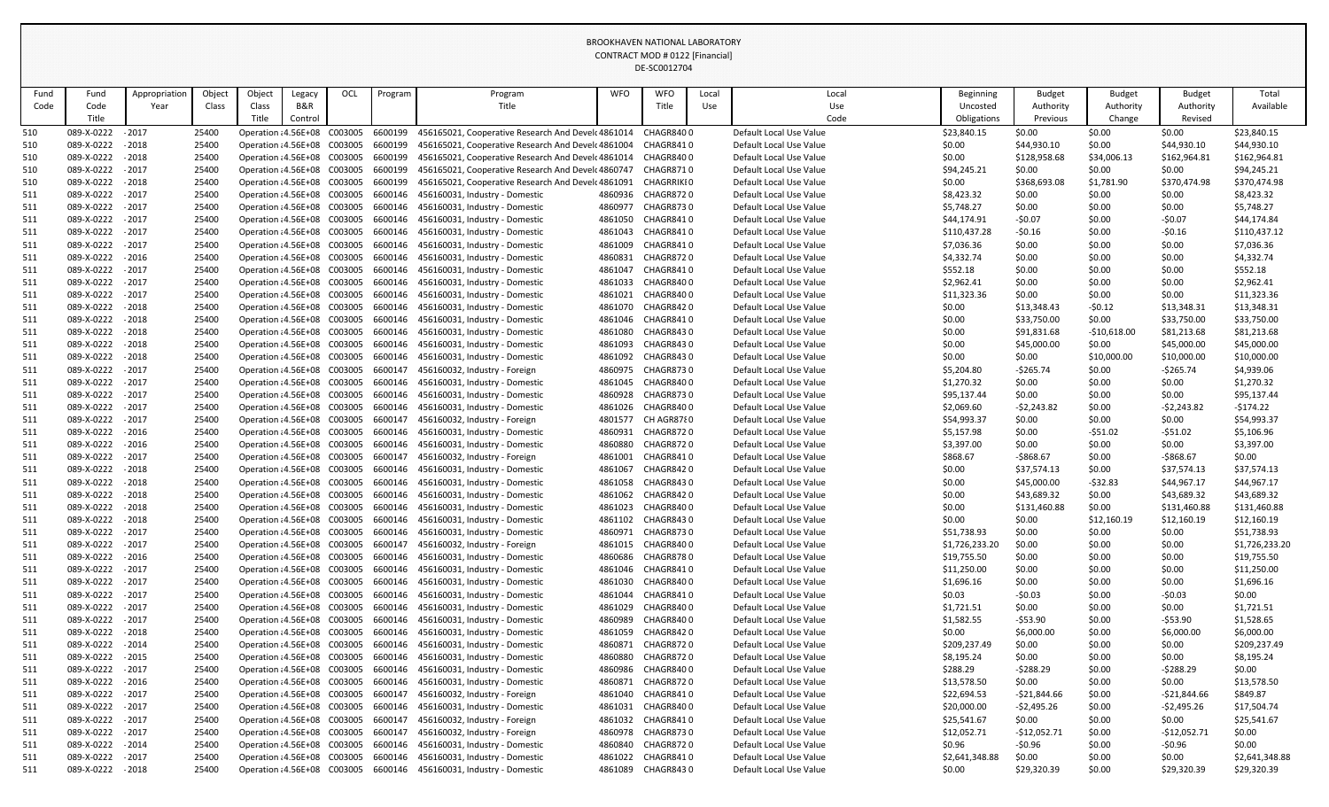BROOKHAVEN NATIONAL LABORATORY
CONTRACT MOD # 0122 [Financial]
DE-SC0012704

| Fund Code | Fund Title | Appropriation Year | Object Class | Object Class Title | Legacy B&R Control | OCL | Program | Program Title | WFO | WFO Title | Local Use | Local Use Code | Beginning Uncosted Obligations | Budget Authority Previous | Budget Authority Change | Budget Authority Revised | Total Available |
|---|---|---|---|---|---|---|---|---|---|---|---|---|---|---|---|---|---|
| 510 | 089-X-0222 | - 2017 | 25400 | Operation : 4.56E+08 | | C003005 | 6600199 | 456165021, Cooperative Research And Develc 4861014 | | CHAGR840 0 | | Default Local Use Value | $23,840.15 | $0.00 | $0.00 | $0.00 | $23,840.15 |
| 510 | 089-X-0222 | - 2018 | 25400 | Operation : 4.56E+08 | | C003005 | 6600199 | 456165021, Cooperative Research And Develc 4861004 | | CHAGR841 0 | | Default Local Use Value | $0.00 | $44,930.10 | $0.00 | $44,930.10 | $44,930.10 |
| 510 | 089-X-0222 | - 2018 | 25400 | Operation : 4.56E+08 | | C003005 | 6600199 | 456165021, Cooperative Research And Develc 4861014 | | CHAGR840 0 | | Default Local Use Value | $0.00 | $128,958.68 | $34,006.13 | $162,964.81 | $162,964.81 |
| 510 | 089-X-0222 | - 2017 | 25400 | Operation : 4.56E+08 | | C003005 | 6600199 | 456165021, Cooperative Research And Develc 4860747 | | CHAGR871 0 | | Default Local Use Value | $94,245.21 | $0.00 | $0.00 | $0.00 | $94,245.21 |
| 510 | 089-X-0222 | - 2018 | 25400 | Operation : 4.56E+08 | | C003005 | 6600199 | 456165021, Cooperative Research And Develc 4861091 | | CHAGRRIKI 0 | | Default Local Use Value | $0.00 | $368,693.08 | $1,781.90 | $370,474.98 | $370,474.98 |
| 511 | 089-X-0222 | - 2017 | 25400 | Operation : 4.56E+08 | | C003005 | 6600146 | 456160031, Industry - Domestic | 4860936 | CHAGR872 0 | | Default Local Use Value | $8,423.32 | $0.00 | $0.00 | $0.00 | $8,423.32 |
| 511 | 089-X-0222 | - 2017 | 25400 | Operation : 4.56E+08 | | C003005 | 6600146 | 456160031, Industry - Domestic | 4860977 | CHAGR873 0 | | Default Local Use Value | $5,748.27 | $0.00 | $0.00 | $0.00 | $5,748.27 |
| 511 | 089-X-0222 | - 2017 | 25400 | Operation : 4.56E+08 | | C003005 | 6600146 | 456160031, Industry - Domestic | 4861050 | CHAGR841 0 | | Default Local Use Value | $44,174.91 | -$0.07 | $0.00 | -$0.07 | $44,174.84 |
| 511 | 089-X-0222 | - 2017 | 25400 | Operation : 4.56E+08 | | C003005 | 6600146 | 456160031, Industry - Domestic | 4861043 | CHAGR841 0 | | Default Local Use Value | $110,437.28 | -$0.16 | $0.00 | -$0.16 | $110,437.12 |
| 511 | 089-X-0222 | - 2017 | 25400 | Operation : 4.56E+08 | | C003005 | 6600146 | 456160031, Industry - Domestic | 4861009 | CHAGR841 0 | | Default Local Use Value | $7,036.36 | $0.00 | $0.00 | $0.00 | $7,036.36 |
| 511 | 089-X-0222 | - 2016 | 25400 | Operation : 4.56E+08 | | C003005 | 6600146 | 456160031, Industry - Domestic | 4860831 | CHAGR872 0 | | Default Local Use Value | $4,332.74 | $0.00 | $0.00 | $0.00 | $4,332.74 |
| 511 | 089-X-0222 | - 2017 | 25400 | Operation : 4.56E+08 | | C003005 | 6600146 | 456160031, Industry - Domestic | 4861047 | CHAGR841 0 | | Default Local Use Value | $552.18 | $0.00 | $0.00 | $0.00 | $552.18 |
| 511 | 089-X-0222 | - 2017 | 25400 | Operation : 4.56E+08 | | C003005 | 6600146 | 456160031, Industry - Domestic | 4861033 | CHAGR840 0 | | Default Local Use Value | $2,962.41 | $0.00 | $0.00 | $0.00 | $2,962.41 |
| 511 | 089-X-0222 | - 2017 | 25400 | Operation : 4.56E+08 | | C003005 | 6600146 | 456160031, Industry - Domestic | 4861021 | CHAGR840 0 | | Default Local Use Value | $11,323.36 | $0.00 | $0.00 | $0.00 | $11,323.36 |
| 511 | 089-X-0222 | - 2018 | 25400 | Operation : 4.56E+08 | | C003005 | 6600146 | 456160031, Industry - Domestic | 4861070 | CHAGR842 0 | | Default Local Use Value | $0.00 | $13,348.43 | -$0.12 | $13,348.31 | $13,348.31 |
| 511 | 089-X-0222 | - 2018 | 25400 | Operation : 4.56E+08 | | C003005 | 6600146 | 456160031, Industry - Domestic | 4861046 | CHAGR841 0 | | Default Local Use Value | $0.00 | $33,750.00 | $0.00 | $33,750.00 | $33,750.00 |
| 511 | 089-X-0222 | - 2018 | 25400 | Operation : 4.56E+08 | | C003005 | 6600146 | 456160031, Industry - Domestic | 4861080 | CHAGR843 0 | | Default Local Use Value | $0.00 | $91,831.68 | -$10,618.00 | $81,213.68 | $81,213.68 |
| 511 | 089-X-0222 | - 2018 | 25400 | Operation : 4.56E+08 | | C003005 | 6600146 | 456160031, Industry - Domestic | 4861093 | CHAGR843 0 | | Default Local Use Value | $0.00 | $45,000.00 | $0.00 | $45,000.00 | $45,000.00 |
| 511 | 089-X-0222 | - 2018 | 25400 | Operation : 4.56E+08 | | C003005 | 6600146 | 456160031, Industry - Domestic | 4861092 | CHAGR843 0 | | Default Local Use Value | $0.00 | $0.00 | $10,000.00 | $10,000.00 | $10,000.00 |
| 511 | 089-X-0222 | - 2017 | 25400 | Operation : 4.56E+08 | | C003005 | 6600147 | 456160032, Industry - Foreign | 4860975 | CHAGR873 0 | | Default Local Use Value | $5,204.80 | -$265.74 | $0.00 | -$265.74 | $4,939.06 |
| 511 | 089-X-0222 | - 2017 | 25400 | Operation : 4.56E+08 | | C003005 | 6600146 | 456160031, Industry - Domestic | 4861045 | CHAGR840 0 | | Default Local Use Value | $1,270.32 | $0.00 | $0.00 | $0.00 | $1,270.32 |
| 511 | 089-X-0222 | - 2017 | 25400 | Operation : 4.56E+08 | | C003005 | 6600146 | 456160031, Industry - Domestic | 4860928 | CHAGR873 0 | | Default Local Use Value | $95,137.44 | $0.00 | $0.00 | $0.00 | $95,137.44 |
| 511 | 089-X-0222 | - 2017 | 25400 | Operation : 4.56E+08 | | C003005 | 6600146 | 456160031, Industry - Domestic | 4861026 | CHAGR840 0 | | Default Local Use Value | $2,069.60 | -$2,243.82 | $0.00 | -$2,243.82 | -$174.22 |
| 511 | 089-X-0222 | - 2017 | 25400 | Operation : 4.56E+08 | | C003005 | 6600147 | 456160032, Industry - Foreign | 4801577 | CH AGR87( 0 | | Default Local Use Value | $54,993.37 | $0.00 | $0.00 | $0.00 | $54,993.37 |
| 511 | 089-X-0222 | - 2016 | 25400 | Operation : 4.56E+08 | | C003005 | 6600146 | 456160031, Industry - Domestic | 4860931 | CHAGR872 0 | | Default Local Use Value | $5,157.98 | $0.00 | -$51.02 | -$51.02 | $5,106.96 |
| 511 | 089-X-0222 | - 2016 | 25400 | Operation : 4.56E+08 | | C003005 | 6600146 | 456160031, Industry - Domestic | 4860880 | CHAGR872 0 | | Default Local Use Value | $3,397.00 | $0.00 | $0.00 | $0.00 | $3,397.00 |
| 511 | 089-X-0222 | - 2017 | 25400 | Operation : 4.56E+08 | | C003005 | 6600147 | 456160032, Industry - Foreign | 4861001 | CHAGR841 0 | | Default Local Use Value | $868.67 | -$868.67 | $0.00 | -$868.67 | $0.00 |
| 511 | 089-X-0222 | - 2018 | 25400 | Operation : 4.56E+08 | | C003005 | 6600146 | 456160031, Industry - Domestic | 4861067 | CHAGR842 0 | | Default Local Use Value | $0.00 | $37,574.13 | $0.00 | $37,574.13 | $37,574.13 |
| 511 | 089-X-0222 | - 2018 | 25400 | Operation : 4.56E+08 | | C003005 | 6600146 | 456160031, Industry - Domestic | 4861058 | CHAGR843 0 | | Default Local Use Value | $0.00 | $45,000.00 | -$32.83 | $44,967.17 | $44,967.17 |
| 511 | 089-X-0222 | - 2018 | 25400 | Operation : 4.56E+08 | | C003005 | 6600146 | 456160031, Industry - Domestic | 4861062 | CHAGR842 0 | | Default Local Use Value | $0.00 | $43,689.32 | $0.00 | $43,689.32 | $43,689.32 |
| 511 | 089-X-0222 | - 2018 | 25400 | Operation : 4.56E+08 | | C003005 | 6600146 | 456160031, Industry - Domestic | 4861023 | CHAGR840 0 | | Default Local Use Value | $0.00 | $131,460.88 | $0.00 | $131,460.88 | $131,460.88 |
| 511 | 089-X-0222 | - 2018 | 25400 | Operation : 4.56E+08 | | C003005 | 6600146 | 456160031, Industry - Domestic | 4861102 | CHAGR843 0 | | Default Local Use Value | $0.00 | $0.00 | $12,160.19 | $12,160.19 | $12,160.19 |
| 511 | 089-X-0222 | - 2017 | 25400 | Operation : 4.56E+08 | | C003005 | 6600146 | 456160031, Industry - Domestic | 4860971 | CHAGR873 0 | | Default Local Use Value | $51,738.93 | $0.00 | $0.00 | $0.00 | $51,738.93 |
| 511 | 089-X-0222 | - 2017 | 25400 | Operation : 4.56E+08 | | C003005 | 6600147 | 456160032, Industry - Foreign | 4861015 | CHAGR840 0 | | Default Local Use Value | $1,726,233.20 | $0.00 | $0.00 | $0.00 | $1,726,233.20 |
| 511 | 089-X-0222 | - 2016 | 25400 | Operation : 4.56E+08 | | C003005 | 6600146 | 456160031, Industry - Domestic | 4860686 | CHAGR878 0 | | Default Local Use Value | $19,755.50 | $0.00 | $0.00 | $0.00 | $19,755.50 |
| 511 | 089-X-0222 | - 2017 | 25400 | Operation : 4.56E+08 | | C003005 | 6600146 | 456160031, Industry - Domestic | 4861046 | CHAGR841 0 | | Default Local Use Value | $11,250.00 | $0.00 | $0.00 | $0.00 | $11,250.00 |
| 511 | 089-X-0222 | - 2017 | 25400 | Operation : 4.56E+08 | | C003005 | 6600146 | 456160031, Industry - Domestic | 4861030 | CHAGR840 0 | | Default Local Use Value | $1,696.16 | $0.00 | $0.00 | $0.00 | $1,696.16 |
| 511 | 089-X-0222 | - 2017 | 25400 | Operation : 4.56E+08 | | C003005 | 6600146 | 456160031, Industry - Domestic | 4861044 | CHAGR841 0 | | Default Local Use Value | $0.03 | -$0.03 | $0.00 | -$0.03 | $0.00 |
| 511 | 089-X-0222 | - 2017 | 25400 | Operation : 4.56E+08 | | C003005 | 6600146 | 456160031, Industry - Domestic | 4861029 | CHAGR840 0 | | Default Local Use Value | $1,721.51 | $0.00 | $0.00 | $0.00 | $1,721.51 |
| 511 | 089-X-0222 | - 2017 | 25400 | Operation : 4.56E+08 | | C003005 | 6600146 | 456160031, Industry - Domestic | 4860989 | CHAGR840 0 | | Default Local Use Value | $1,582.55 | -$53.90 | $0.00 | -$53.90 | $1,528.65 |
| 511 | 089-X-0222 | - 2018 | 25400 | Operation : 4.56E+08 | | C003005 | 6600146 | 456160031, Industry - Domestic | 4861059 | CHAGR842 0 | | Default Local Use Value | $0.00 | $6,000.00 | $0.00 | $6,000.00 | $6,000.00 |
| 511 | 089-X-0222 | - 2014 | 25400 | Operation : 4.56E+08 | | C003005 | 6600146 | 456160031, Industry - Domestic | 4860871 | CHAGR872 0 | | Default Local Use Value | $209,237.49 | $0.00 | $0.00 | $0.00 | $209,237.49 |
| 511 | 089-X-0222 | - 2015 | 25400 | Operation : 4.56E+08 | | C003005 | 6600146 | 456160031, Industry - Domestic | 4860880 | CHAGR872 0 | | Default Local Use Value | $8,195.24 | $0.00 | $0.00 | $0.00 | $8,195.24 |
| 511 | 089-X-0222 | - 2017 | 25400 | Operation : 4.56E+08 | | C003005 | 6600146 | 456160031, Industry - Domestic | 4860986 | CHAGR840 0 | | Default Local Use Value | $288.29 | -$288.29 | $0.00 | -$288.29 | $0.00 |
| 511 | 089-X-0222 | - 2016 | 25400 | Operation : 4.56E+08 | | C003005 | 6600146 | 456160031, Industry - Domestic | 4860871 | CHAGR872 0 | | Default Local Use Value | $13,578.50 | $0.00 | $0.00 | $0.00 | $13,578.50 |
| 511 | 089-X-0222 | - 2017 | 25400 | Operation : 4.56E+08 | | C003005 | 6600147 | 456160032, Industry - Foreign | 4861040 | CHAGR841 0 | | Default Local Use Value | $22,694.53 | -$21,844.66 | $0.00 | -$21,844.66 | $849.87 |
| 511 | 089-X-0222 | - 2017 | 25400 | Operation : 4.56E+08 | | C003005 | 6600146 | 456160031, Industry - Domestic | 4861031 | CHAGR840 0 | | Default Local Use Value | $20,000.00 | -$2,495.26 | $0.00 | -$2,495.26 | $17,504.74 |
| 511 | 089-X-0222 | - 2017 | 25400 | Operation : 4.56E+08 | | C003005 | 6600147 | 456160032, Industry - Foreign | 4861032 | CHAGR841 0 | | Default Local Use Value | $25,541.67 | $0.00 | $0.00 | $0.00 | $25,541.67 |
| 511 | 089-X-0222 | - 2017 | 25400 | Operation : 4.56E+08 | | C003005 | 6600147 | 456160032, Industry - Foreign | 4860978 | CHAGR873 0 | | Default Local Use Value | $12,052.71 | -$12,052.71 | $0.00 | -$12,052.71 | $0.00 |
| 511 | 089-X-0222 | - 2014 | 25400 | Operation : 4.56E+08 | | C003005 | 6600146 | 456160031, Industry - Domestic | 4860840 | CHAGR872 0 | | Default Local Use Value | $0.96 | -$0.96 | $0.00 | -$0.96 | $0.00 |
| 511 | 089-X-0222 | - 2017 | 25400 | Operation : 4.56E+08 | | C003005 | 6600146 | 456160031, Industry - Domestic | 4861022 | CHAGR841 0 | | Default Local Use Value | $2,641,348.88 | $0.00 | $0.00 | $0.00 | $2,641,348.88 |
| 511 | 089-X-0222 | - 2018 | 25400 | Operation : 4.56E+08 | | C003005 | 6600146 | 456160031, Industry - Domestic | 4861089 | CHAGR843 0 | | Default Local Use Value | $0.00 | $29,320.39 | $0.00 | $29,320.39 | $29,320.39 |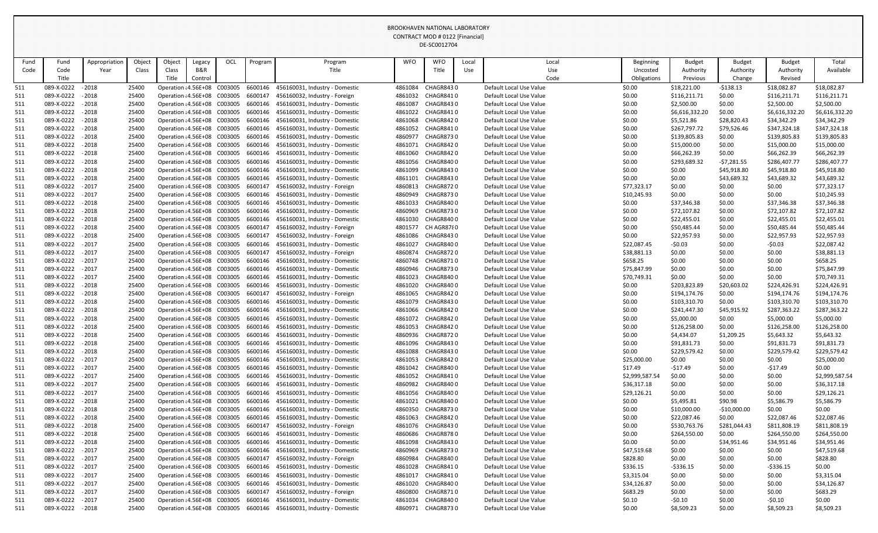BROOKHAVEN NATIONAL LABORATORY
CONTRACT MOD # 0122 [Financial]
DE-SC0012704

| Fund Code | Fund Code Title | Appropriation Year | Object Class | Object Class Title | Legacy B&R Control | OCL | Program | Program Title | WFO | WFO Title | Local Use | Local Use Code | Beginning Uncosted Obligations | Budget Authority Previous | Budget Authority Change | Budget Authority Revised | Total Available |
|---|---|---|---|---|---|---|---|---|---|---|---|---|---|---|---|---|---|
| 511 | 089-X-0222 | - 2018 | 25400 | Operation : | 4.56E+08 | C003005 | 6600146 | 456160031, Industry - Domestic | 4861084 | CHAGR843 0 | | Default Local Use Value | $0.00 | $18,221.00 | -$138.13 | $18,082.87 | $18,082.87 |
| 511 | 089-X-0222 | - 2018 | 25400 | Operation : | 4.56E+08 | C003005 | 6600147 | 456160032, Industry - Foreign | 4861032 | CHAGR841 0 | | Default Local Use Value | $0.00 | $116,211.71 | $0.00 | $116,211.71 | $116,211.71 |
| 511 | 089-X-0222 | - 2018 | 25400 | Operation : | 4.56E+08 | C003005 | 6600146 | 456160031, Industry - Domestic | 4861087 | CHAGR843 0 | | Default Local Use Value | $0.00 | $2,500.00 | $0.00 | $2,500.00 | $2,500.00 |
| 511 | 089-X-0222 | - 2018 | 25400 | Operation : | 4.56E+08 | C003005 | 6600146 | 456160031, Industry - Domestic | 4861022 | CHAGR841 0 | | Default Local Use Value | $0.00 | $6,616,332.20 | $0.00 | $6,616,332.20 | $6,616,332.20 |
| 511 | 089-X-0222 | - 2018 | 25400 | Operation : | 4.56E+08 | C003005 | 6600146 | 456160031, Industry - Domestic | 4861068 | CHAGR842 0 | | Default Local Use Value | $0.00 | $5,521.86 | $28,820.43 | $34,342.29 | $34,342.29 |
| 511 | 089-X-0222 | - 2018 | 25400 | Operation : | 4.56E+08 | C003005 | 6600146 | 456160031, Industry - Domestic | 4861052 | CHAGR841 0 | | Default Local Use Value | $0.00 | $267,797.72 | $79,526.46 | $347,324.18 | $347,324.18 |
| 511 | 089-X-0222 | - 2018 | 25400 | Operation : | 4.56E+08 | C003005 | 6600146 | 456160031, Industry - Domestic | 4860977 | CHAGR873 0 | | Default Local Use Value | $0.00 | $139,805.83 | $0.00 | $139,805.83 | $139,805.83 |
| 511 | 089-X-0222 | - 2018 | 25400 | Operation : | 4.56E+08 | C003005 | 6600146 | 456160031, Industry - Domestic | 4861071 | CHAGR842 0 | | Default Local Use Value | $0.00 | $15,000.00 | $0.00 | $15,000.00 | $15,000.00 |
| 511 | 089-X-0222 | - 2018 | 25400 | Operation : | 4.56E+08 | C003005 | 6600146 | 456160031, Industry - Domestic | 4861060 | CHAGR842 0 | | Default Local Use Value | $0.00 | $66,262.39 | $0.00 | $66,262.39 | $66,262.39 |
| 511 | 089-X-0222 | - 2018 | 25400 | Operation : | 4.56E+08 | C003005 | 6600146 | 456160031, Industry - Domestic | 4861056 | CHAGR840 0 | | Default Local Use Value | $0.00 | $293,689.32 | -$7,281.55 | $286,407.77 | $286,407.77 |
| 511 | 089-X-0222 | - 2018 | 25400 | Operation : | 4.56E+08 | C003005 | 6600146 | 456160031, Industry - Domestic | 4861099 | CHAGR843 0 | | Default Local Use Value | $0.00 | $0.00 | $45,918.80 | $45,918.80 | $45,918.80 |
| 511 | 089-X-0222 | - 2018 | 25400 | Operation : | 4.56E+08 | C003005 | 6600146 | 456160031, Industry - Domestic | 4861101 | CHAGR843 0 | | Default Local Use Value | $0.00 | $0.00 | $43,689.32 | $43,689.32 | $43,689.32 |
| 511 | 089-X-0222 | - 2017 | 25400 | Operation : | 4.56E+08 | C003005 | 6600147 | 456160032, Industry - Foreign | 4860813 | CHAGR872 0 | | Default Local Use Value | $77,323.17 | $0.00 | $0.00 | $0.00 | $77,323.17 |
| 511 | 089-X-0222 | - 2017 | 25400 | Operation : | 4.56E+08 | C003005 | 6600146 | 456160031, Industry - Domestic | 4860949 | CHAGR873 0 | | Default Local Use Value | $10,245.93 | $0.00 | $0.00 | $0.00 | $10,245.93 |
| 511 | 089-X-0222 | - 2018 | 25400 | Operation : | 4.56E+08 | C003005 | 6600146 | 456160031, Industry - Domestic | 4861033 | CHAGR840 0 | | Default Local Use Value | $0.00 | $37,346.38 | $0.00 | $37,346.38 | $37,346.38 |
| 511 | 089-X-0222 | - 2018 | 25400 | Operation : | 4.56E+08 | C003005 | 6600146 | 456160031, Industry - Domestic | 4860969 | CHAGR873 0 | | Default Local Use Value | $0.00 | $72,107.82 | $0.00 | $72,107.82 | $72,107.82 |
| 511 | 089-X-0222 | - 2018 | 25400 | Operation : | 4.56E+08 | C003005 | 6600146 | 456160031, Industry - Domestic | 4861030 | CHAGR840 0 | | Default Local Use Value | $0.00 | $22,455.01 | $0.00 | $22,455.01 | $22,455.01 |
| 511 | 089-X-0222 | - 2018 | 25400 | Operation : | 4.56E+08 | C003005 | 6600147 | 456160032, Industry - Foreign | 4801577 | CH AGR878 0 | | Default Local Use Value | $0.00 | $50,485.44 | $0.00 | $50,485.44 | $50,485.44 |
| 511 | 089-X-0222 | - 2018 | 25400 | Operation : | 4.56E+08 | C003005 | 6600147 | 456160032, Industry - Foreign | 4861086 | CHAGR843 0 | | Default Local Use Value | $0.00 | $22,957.93 | $0.00 | $22,957.93 | $22,957.93 |
| 511 | 089-X-0222 | - 2017 | 25400 | Operation : | 4.56E+08 | C003005 | 6600146 | 456160031, Industry - Domestic | 4861027 | CHAGR840 0 | | Default Local Use Value | $22,087.45 | -$0.03 | $0.00 | -$0.03 | $22,087.42 |
| 511 | 089-X-0222 | - 2017 | 25400 | Operation : | 4.56E+08 | C003005 | 6600147 | 456160032, Industry - Foreign | 4860874 | CHAGR872 0 | | Default Local Use Value | $38,881.13 | $0.00 | $0.00 | $0.00 | $38,881.13 |
| 511 | 089-X-0222 | - 2017 | 25400 | Operation : | 4.56E+08 | C003005 | 6600146 | 456160031, Industry - Domestic | 4860748 | CHAGR871 0 | | Default Local Use Value | $658.25 | $0.00 | $0.00 | $0.00 | $658.25 |
| 511 | 089-X-0222 | - 2017 | 25400 | Operation : | 4.56E+08 | C003005 | 6600146 | 456160031, Industry - Domestic | 4860946 | CHAGR873 0 | | Default Local Use Value | $75,847.99 | $0.00 | $0.00 | $0.00 | $75,847.99 |
| 511 | 089-X-0222 | - 2017 | 25400 | Operation : | 4.56E+08 | C003005 | 6600146 | 456160031, Industry - Domestic | 4861023 | CHAGR840 0 | | Default Local Use Value | $70,749.31 | $0.00 | $0.00 | $0.00 | $70,749.31 |
| 511 | 089-X-0222 | - 2018 | 25400 | Operation : | 4.56E+08 | C003005 | 6600146 | 456160031, Industry - Domestic | 4861020 | CHAGR840 0 | | Default Local Use Value | $0.00 | $203,823.89 | $20,603.02 | $224,426.91 | $224,426.91 |
| 511 | 089-X-0222 | - 2018 | 25400 | Operation : | 4.56E+08 | C003005 | 6600147 | 456160032, Industry - Foreign | 4861065 | CHAGR842 0 | | Default Local Use Value | $0.00 | $194,174.76 | $0.00 | $194,174.76 | $194,174.76 |
| 511 | 089-X-0222 | - 2018 | 25400 | Operation : | 4.56E+08 | C003005 | 6600146 | 456160031, Industry - Domestic | 4861079 | CHAGR843 0 | | Default Local Use Value | $0.00 | $103,310.70 | $0.00 | $103,310.70 | $103,310.70 |
| 511 | 089-X-0222 | - 2018 | 25400 | Operation : | 4.56E+08 | C003005 | 6600146 | 456160031, Industry - Domestic | 4861066 | CHAGR842 0 | | Default Local Use Value | $0.00 | $241,447.30 | $45,915.92 | $287,363.22 | $287,363.22 |
| 511 | 089-X-0222 | - 2018 | 25400 | Operation : | 4.56E+08 | C003005 | 6600146 | 456160031, Industry - Domestic | 4861072 | CHAGR842 0 | | Default Local Use Value | $0.00 | $5,000.00 | $0.00 | $5,000.00 | $5,000.00 |
| 511 | 089-X-0222 | - 2018 | 25400 | Operation : | 4.56E+08 | C003005 | 6600146 | 456160031, Industry - Domestic | 4861053 | CHAGR842 0 | | Default Local Use Value | $0.00 | $126,258.00 | $0.00 | $126,258.00 | $126,258.00 |
| 511 | 089-X-0222 | - 2018 | 25400 | Operation : | 4.56E+08 | C003005 | 6600146 | 456160031, Industry - Domestic | 4860936 | CHAGR872 0 | | Default Local Use Value | $0.00 | $4,434.07 | $1,209.25 | $5,643.32 | $5,643.32 |
| 511 | 089-X-0222 | - 2018 | 25400 | Operation : | 4.56E+08 | C003005 | 6600146 | 456160031, Industry - Domestic | 4861096 | CHAGR843 0 | | Default Local Use Value | $0.00 | $91,831.73 | $0.00 | $91,831.73 | $91,831.73 |
| 511 | 089-X-0222 | - 2018 | 25400 | Operation : | 4.56E+08 | C003005 | 6600146 | 456160031, Industry - Domestic | 4861088 | CHAGR843 0 | | Default Local Use Value | $0.00 | $229,579.42 | $0.00 | $229,579.42 | $229,579.42 |
| 511 | 089-X-0222 | - 2017 | 25400 | Operation : | 4.56E+08 | C003005 | 6600146 | 456160031, Industry - Domestic | 4861053 | CHAGR842 0 | | Default Local Use Value | $25,000.00 | $0.00 | $0.00 | $0.00 | $25,000.00 |
| 511 | 089-X-0222 | - 2017 | 25400 | Operation : | 4.56E+08 | C003005 | 6600146 | 456160031, Industry - Domestic | 4861042 | CHAGR840 0 | | Default Local Use Value | $17.49 | -$17.49 | $0.00 | -$17.49 | $0.00 |
| 511 | 089-X-0222 | - 2017 | 25400 | Operation : | 4.56E+08 | C003005 | 6600146 | 456160031, Industry - Domestic | 4861052 | CHAGR841 0 | | Default Local Use Value | $2,999,587.54 | $0.00 | $0.00 | $0.00 | $2,999,587.54 |
| 511 | 089-X-0222 | - 2017 | 25400 | Operation : | 4.56E+08 | C003005 | 6600146 | 456160031, Industry - Domestic | 4860982 | CHAGR840 0 | | Default Local Use Value | $36,317.18 | $0.00 | $0.00 | $0.00 | $36,317.18 |
| 511 | 089-X-0222 | - 2017 | 25400 | Operation : | 4.56E+08 | C003005 | 6600146 | 456160031, Industry - Domestic | 4861056 | CHAGR840 0 | | Default Local Use Value | $29,126.21 | $0.00 | $0.00 | $0.00 | $29,126.21 |
| 511 | 089-X-0222 | - 2018 | 25400 | Operation : | 4.56E+08 | C003005 | 6600146 | 456160031, Industry - Domestic | 4861021 | CHAGR840 0 | | Default Local Use Value | $0.00 | $5,495.81 | $90.98 | $5,586.79 | $5,586.79 |
| 511 | 089-X-0222 | - 2018 | 25400 | Operation : | 4.56E+08 | C003005 | 6600146 | 456160031, Industry - Domestic | 4860350 | CHAGR873 0 | | Default Local Use Value | $0.00 | $10,000.00 | -$10,000.00 | $0.00 | $0.00 |
| 511 | 089-X-0222 | - 2018 | 25400 | Operation : | 4.56E+08 | C003005 | 6600146 | 456160031, Industry - Domestic | 4861063 | CHAGR842 0 | | Default Local Use Value | $0.00 | $22,087.46 | $0.00 | $22,087.46 | $22,087.46 |
| 511 | 089-X-0222 | - 2018 | 25400 | Operation : | 4.56E+08 | C003005 | 6600147 | 456160032, Industry - Foreign | 4861076 | CHAGR843 0 | | Default Local Use Value | $0.00 | $530,763.76 | $281,044.43 | $811,808.19 | $811,808.19 |
| 511 | 089-X-0222 | - 2018 | 25400 | Operation : | 4.56E+08 | C003005 | 6600146 | 456160031, Industry - Domestic | 4860686 | CHAGR878 0 | | Default Local Use Value | $0.00 | $264,550.00 | $0.00 | $264,550.00 | $264,550.00 |
| 511 | 089-X-0222 | - 2018 | 25400 | Operation : | 4.56E+08 | C003005 | 6600146 | 456160031, Industry - Domestic | 4861098 | CHAGR843 0 | | Default Local Use Value | $0.00 | $0.00 | $34,951.46 | $34,951.46 | $34,951.46 |
| 511 | 089-X-0222 | - 2017 | 25400 | Operation : | 4.56E+08 | C003005 | 6600146 | 456160031, Industry - Domestic | 4860969 | CHAGR873 0 | | Default Local Use Value | $47,519.68 | $0.00 | $0.00 | $0.00 | $47,519.68 |
| 511 | 089-X-0222 | - 2017 | 25400 | Operation : | 4.56E+08 | C003005 | 6600147 | 456160032, Industry - Foreign | 4860984 | CHAGR840 0 | | Default Local Use Value | $828.80 | $0.00 | $0.00 | $0.00 | $828.80 |
| 511 | 089-X-0222 | - 2017 | 25400 | Operation : | 4.56E+08 | C003005 | 6600146 | 456160031, Industry - Domestic | 4861028 | CHAGR841 0 | | Default Local Use Value | $336.15 | -$336.15 | $0.00 | -$336.15 | $0.00 |
| 511 | 089-X-0222 | - 2017 | 25400 | Operation : | 4.56E+08 | C003005 | 6600146 | 456160031, Industry - Domestic | 4861017 | CHAGR841 0 | | Default Local Use Value | $3,315.04 | $0.00 | $0.00 | $0.00 | $3,315.04 |
| 511 | 089-X-0222 | - 2017 | 25400 | Operation : | 4.56E+08 | C003005 | 6600146 | 456160031, Industry - Domestic | 4861020 | CHAGR840 0 | | Default Local Use Value | $34,126.87 | $0.00 | $0.00 | $0.00 | $34,126.87 |
| 511 | 089-X-0222 | - 2017 | 25400 | Operation : | 4.56E+08 | C003005 | 6600147 | 456160032, Industry - Foreign | 4860800 | CHAGR871 0 | | Default Local Use Value | $683.29 | $0.00 | $0.00 | $0.00 | $683.29 |
| 511 | 089-X-0222 | - 2017 | 25400 | Operation : | 4.56E+08 | C003005 | 6600146 | 456160031, Industry - Domestic | 4861034 | CHAGR840 0 | | Default Local Use Value | $0.10 | -$0.10 | $0.00 | -$0.10 | $0.00 |
| 511 | 089-X-0222 | - 2018 | 25400 | Operation : | 4.56E+08 | C003005 | 6600146 | 456160031, Industry - Domestic | 4860971 | CHAGR873 0 | | Default Local Use Value | $0.00 | $8,509.23 | $0.00 | $8,509.23 | $8,509.23 |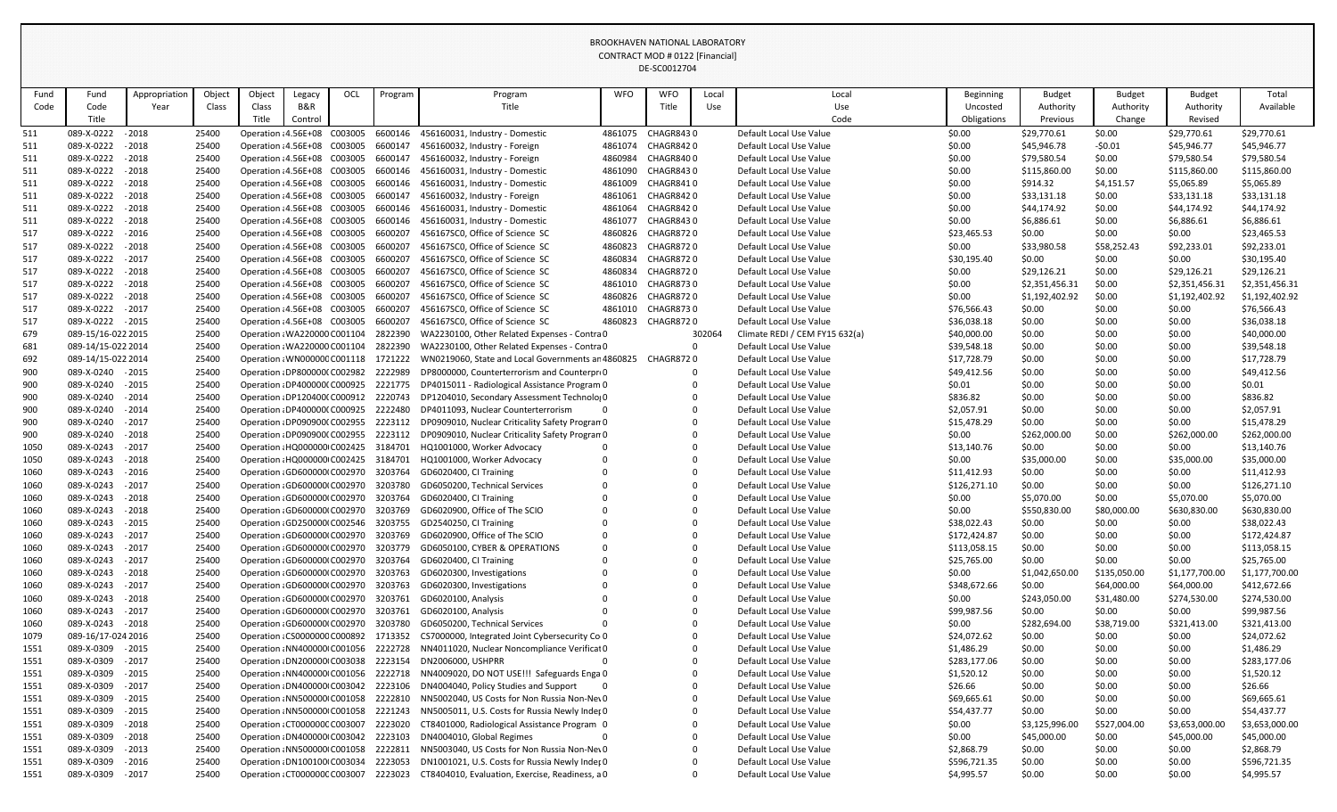BROOKHAVEN NATIONAL LABORATORY
CONTRACT MOD # 0122 [Financial]
DE-SC0012704

| Fund Code | Fund Code Title | Appropriation Year | Object Class | Object Class Title | Legacy B&R Control | OCL | Program | Program Title | WFO | WFO Title | Local Use | Local Use Code | Beginning Uncosted Obligations | Budget Authority Previous | Budget Authority Change | Budget Authority Revised | Total Available |
|---|---|---|---|---|---|---|---|---|---|---|---|---|---|---|---|---|---|
| 511 | 089-X-0222 | - 2018 | 25400 | Operation : | 4.56E+08 | C003005 | 6600146 | 456160031, Industry - Domestic | 4861075 | CHAGR843 | 0 | Default Local Use Value | $0.00 | $29,770.61 | $0.00 | $29,770.61 | $29,770.61 |
| 511 | 089-X-0222 | - 2018 | 25400 | Operation : | 4.56E+08 | C003005 | 6600147 | 456160032, Industry - Foreign | 4861074 | CHAGR842 | 0 | Default Local Use Value | $0.00 | $45,946.78 | -$0.01 | $45,946.77 | $45,946.77 |
| 511 | 089-X-0222 | - 2018 | 25400 | Operation : | 4.56E+08 | C003005 | 6600147 | 456160032, Industry - Foreign | 4860984 | CHAGR840 | 0 | Default Local Use Value | $0.00 | $79,580.54 | $0.00 | $79,580.54 | $79,580.54 |
| 511 | 089-X-0222 | - 2018 | 25400 | Operation : | 4.56E+08 | C003005 | 6600146 | 456160031, Industry - Domestic | 4861090 | CHAGR843 | 0 | Default Local Use Value | $0.00 | $115,860.00 | $0.00 | $115,860.00 | $115,860.00 |
| 511 | 089-X-0222 | - 2018 | 25400 | Operation : | 4.56E+08 | C003005 | 6600146 | 456160031, Industry - Domestic | 4861009 | CHAGR841 | 0 | Default Local Use Value | $0.00 | $914.32 | $4,151.57 | $5,065.89 | $5,065.89 |
| 511 | 089-X-0222 | - 2018 | 25400 | Operation : | 4.56E+08 | C003005 | 6600147 | 456160032, Industry - Foreign | 4861061 | CHAGR842 | 0 | Default Local Use Value | $0.00 | $33,131.18 | $0.00 | $33,131.18 | $33,131.18 |
| 511 | 089-X-0222 | - 2018 | 25400 | Operation : | 4.56E+08 | C003005 | 6600146 | 456160031, Industry - Domestic | 4861064 | CHAGR842 | 0 | Default Local Use Value | $0.00 | $44,174.92 | $0.00 | $44,174.92 | $44,174.92 |
| 511 | 089-X-0222 | - 2018 | 25400 | Operation : | 4.56E+08 | C003005 | 6600146 | 456160031, Industry - Domestic | 4861077 | CHAGR843 | 0 | Default Local Use Value | $0.00 | $6,886.61 | $0.00 | $6,886.61 | $6,886.61 |
| 517 | 089-X-0222 | - 2016 | 25400 | Operation : | 4.56E+08 | C003005 | 6600207 | 456167SC0, Office of Science SC | 4860826 | CHAGR872 | 0 | Default Local Use Value | $23,465.53 | $0.00 | $0.00 | $0.00 | $23,465.53 |
| 517 | 089-X-0222 | - 2018 | 25400 | Operation : | 4.56E+08 | C003005 | 6600207 | 456167SC0, Office of Science SC | 4860823 | CHAGR872 | 0 | Default Local Use Value | $0.00 | $33,980.58 | $58,252.43 | $92,233.01 | $92,233.01 |
| 517 | 089-X-0222 | - 2017 | 25400 | Operation : | 4.56E+08 | C003005 | 6600207 | 456167SC0, Office of Science SC | 4860834 | CHAGR872 | 0 | Default Local Use Value | $30,195.40 | $0.00 | $0.00 | $0.00 | $30,195.40 |
| 517 | 089-X-0222 | - 2018 | 25400 | Operation : | 4.56E+08 | C003005 | 6600207 | 456167SC0, Office of Science SC | 4860834 | CHAGR872 | 0 | Default Local Use Value | $0.00 | $29,126.21 | $0.00 | $29,126.21 | $29,126.21 |
| 517 | 089-X-0222 | - 2018 | 25400 | Operation : | 4.56E+08 | C003005 | 6600207 | 456167SC0, Office of Science SC | 4861010 | CHAGR873 | 0 | Default Local Use Value | $0.00 | $2,351,456.31 | $0.00 | $2,351,456.31 | $2,351,456.31 |
| 517 | 089-X-0222 | - 2018 | 25400 | Operation : | 4.56E+08 | C003005 | 6600207 | 456167SC0, Office of Science SC | 4860826 | CHAGR872 | 0 | Default Local Use Value | $0.00 | $1,192,402.92 | $0.00 | $1,192,402.92 | $1,192,402.92 |
| 517 | 089-X-0222 | - 2017 | 25400 | Operation : | 4.56E+08 | C003005 | 6600207 | 456167SC0, Office of Science SC | 4861010 | CHAGR873 | 0 | Default Local Use Value | $76,566.43 | $0.00 | $0.00 | $0.00 | $76,566.43 |
| 517 | 089-X-0222 | - 2015 | 25400 | Operation : | 4.56E+08 | C003005 | 6600207 | 456167SC0, Office of Science SC | 4860823 | CHAGR872 | 0 | Default Local Use Value | $36,038.18 | $0.00 | $0.00 | $0.00 | $36,038.18 |
| 679 | 089-15/16-022 | 2015 | 25400 | Operation : | WA220000 | C001104 | 2822390 | WA2230100, Other Related Expenses - Contra | 0 | | 302064 | Climate REDI / CEM FY15 632(a) | $40,000.00 | $0.00 | $0.00 | $0.00 | $40,000.00 |
| 681 | 089-14/15-022 | 2014 | 25400 | Operation : | WA220000 | C001104 | 2822390 | WA2230100, Other Related Expenses - Contra | 0 | | 0 | Default Local Use Value | $39,548.18 | $0.00 | $0.00 | $0.00 | $39,548.18 |
| 692 | 089-14/15-022 | 2014 | 25400 | Operation : | WN000000 | C001118 | 1721222 | WN0219060, State and Local Governments an | 4860825 | CHAGR872 | 0 | Default Local Use Value | $17,728.79 | $0.00 | $0.00 | $0.00 | $17,728.79 |
| 900 | 089-X-0240 | - 2015 | 25400 | Operation : | DP800000 | C002982 | 2222989 | DP8000000, Counterterrorism and Counterpr | 0 | | 0 | Default Local Use Value | $49,412.56 | $0.00 | $0.00 | $0.00 | $49,412.56 |
| 900 | 089-X-0240 | - 2015 | 25400 | Operation : | DP400000 | C000925 | 2221775 | DP4015011 - Radiological Assistance Program | 0 | | 0 | Default Local Use Value | $0.01 | $0.00 | $0.00 | $0.00 | $0.01 |
| 900 | 089-X-0240 | - 2014 | 25400 | Operation : | DP120400 | C000912 | 2220743 | DP1204010, Secondary Assessment Technolo | 0 | | 0 | Default Local Use Value | $836.82 | $0.00 | $0.00 | $0.00 | $836.82 |
| 900 | 089-X-0240 | - 2014 | 25400 | Operation : | DP400000 | C000925 | 2222480 | DP4011093, Nuclear Counterterrorism | 0 | | 0 | Default Local Use Value | $2,057.91 | $0.00 | $0.00 | $0.00 | $2,057.91 |
| 900 | 089-X-0240 | - 2017 | 25400 | Operation : | DP090900 | C002955 | 2223112 | DP0909010, Nuclear Criticality Safety Progran | 0 | | 0 | Default Local Use Value | $15,478.29 | $0.00 | $0.00 | $0.00 | $15,478.29 |
| 900 | 089-X-0240 | - 2018 | 25400 | Operation : | DP090900 | C002955 | 2223112 | DP0909010, Nuclear Criticality Safety Progran | 0 | | 0 | Default Local Use Value | $0.00 | $262,000.00 | $0.00 | $262,000.00 | $262,000.00 |
| 1050 | 089-X-0243 | - 2017 | 25400 | Operation : | HQ000000 | C002425 | 3184701 | HQ1001000, Worker Advocacy | 0 | | 0 | Default Local Use Value | $13,140.76 | $0.00 | $0.00 | $0.00 | $13,140.76 |
| 1050 | 089-X-0243 | - 2018 | 25400 | Operation : | HQ000000 | C002425 | 3184701 | HQ1001000, Worker Advocacy | 0 | | 0 | Default Local Use Value | $0.00 | $35,000.00 | $0.00 | $35,000.00 | $35,000.00 |
| 1060 | 089-X-0243 | - 2016 | 25400 | Operation : | GD600000 | C002970 | 3203764 | GD6020400, CI Training | 0 | | 0 | Default Local Use Value | $11,412.93 | $0.00 | $0.00 | $0.00 | $11,412.93 |
| 1060 | 089-X-0243 | - 2017 | 25400 | Operation : | GD600000 | C002970 | 3203780 | GD6050200, Technical Services | 0 | | 0 | Default Local Use Value | $126,271.10 | $0.00 | $0.00 | $0.00 | $126,271.10 |
| 1060 | 089-X-0243 | - 2018 | 25400 | Operation : | GD600000 | C002970 | 3203764 | GD6020400, CI Training | 0 | | 0 | Default Local Use Value | $0.00 | $5,070.00 | $0.00 | $5,070.00 | $5,070.00 |
| 1060 | 089-X-0243 | - 2018 | 25400 | Operation : | GD600000 | C002970 | 3203769 | GD6020900, Office of The SCIO | 0 | | 0 | Default Local Use Value | $0.00 | $550,830.00 | $80,000.00 | $630,830.00 | $630,830.00 |
| 1060 | 089-X-0243 | - 2015 | 25400 | Operation : | GD250000 | C002546 | 3203755 | GD2540250, CI Training | 0 | | 0 | Default Local Use Value | $38,022.43 | $0.00 | $0.00 | $0.00 | $38,022.43 |
| 1060 | 089-X-0243 | - 2017 | 25400 | Operation : | GD600000 | C002970 | 3203769 | GD6020900, Office of The SCIO | 0 | | 0 | Default Local Use Value | $172,424.87 | $0.00 | $0.00 | $0.00 | $172,424.87 |
| 1060 | 089-X-0243 | - 2017 | 25400 | Operation : | GD600000 | C002970 | 3203779 | GD6050100, CYBER & OPERATIONS | 0 | | 0 | Default Local Use Value | $113,058.15 | $0.00 | $0.00 | $0.00 | $113,058.15 |
| 1060 | 089-X-0243 | - 2017 | 25400 | Operation : | GD600000 | C002970 | 3203764 | GD6020400, CI Training | 0 | | 0 | Default Local Use Value | $25,765.00 | $0.00 | $0.00 | $0.00 | $25,765.00 |
| 1060 | 089-X-0243 | - 2018 | 25400 | Operation : | GD600000 | C002970 | 3203763 | GD6020300, Investigations | 0 | | 0 | Default Local Use Value | $0.00 | $1,042,650.00 | $135,050.00 | $1,177,700.00 | $1,177,700.00 |
| 1060 | 089-X-0243 | - 2017 | 25400 | Operation : | GD600000 | C002970 | 3203763 | GD6020300, Investigations | 0 | | 0 | Default Local Use Value | $348,672.66 | $0.00 | $64,000.00 | $64,000.00 | $412,672.66 |
| 1060 | 089-X-0243 | - 2018 | 25400 | Operation : | GD600000 | C002970 | 3203761 | GD6020100, Analysis | 0 | | 0 | Default Local Use Value | $0.00 | $243,050.00 | $31,480.00 | $274,530.00 | $274,530.00 |
| 1060 | 089-X-0243 | - 2017 | 25400 | Operation : | GD600000 | C002970 | 3203761 | GD6020100, Analysis | 0 | | 0 | Default Local Use Value | $99,987.56 | $0.00 | $0.00 | $0.00 | $99,987.56 |
| 1060 | 089-X-0243 | - 2018 | 25400 | Operation : | GD600000 | C002970 | 3203780 | GD6050200, Technical Services | 0 | | 0 | Default Local Use Value | $0.00 | $282,694.00 | $38,719.00 | $321,413.00 | $321,413.00 |
| 1079 | 089-16/17-024 | 2016 | 25400 | Operation : | CS000000 | C000892 | 1713352 | CS7000000, Integrated Joint Cybersecurity Co | 0 | | 0 | Default Local Use Value | $24,072.62 | $0.00 | $0.00 | $0.00 | $24,072.62 |
| 1551 | 089-X-0309 | - 2015 | 25400 | Operation : | NN400000 | C001056 | 2222728 | NN4011020, Nuclear Noncompliance Verificat | 0 | | 0 | Default Local Use Value | $1,486.29 | $0.00 | $0.00 | $0.00 | $1,486.29 |
| 1551 | 089-X-0309 | - 2017 | 25400 | Operation : | DN200000 | C003038 | 2223154 | DN2006000, USHPRR | 0 | | 0 | Default Local Use Value | $283,177.06 | $0.00 | $0.00 | $0.00 | $283,177.06 |
| 1551 | 089-X-0309 | - 2015 | 25400 | Operation : | NN400000 | C001056 | 2222718 | NN4009020, DO NOT USE!!! Safeguards Enga | 0 | | 0 | Default Local Use Value | $1,520.12 | $0.00 | $0.00 | $0.00 | $1,520.12 |
| 1551 | 089-X-0309 | - 2017 | 25400 | Operation : | DN400000 | C003042 | 2223106 | DN4004040, Policy Studies and Support | 0 | | 0 | Default Local Use Value | $26.66 | $0.00 | $0.00 | $0.00 | $26.66 |
| 1551 | 089-X-0309 | - 2015 | 25400 | Operation : | NN500000 | C001058 | 2222810 | NN5002040, US Costs for Non Russia Non-Ne | 0 | | 0 | Default Local Use Value | $69,665.61 | $0.00 | $0.00 | $0.00 | $69,665.61 |
| 1551 | 089-X-0309 | - 2015 | 25400 | Operation : | NN500000 | C001058 | 2221243 | NN5005011, U.S. Costs for Russia Newly Inde | 0 | | 0 | Default Local Use Value | $54,437.77 | $0.00 | $0.00 | $0.00 | $54,437.77 |
| 1551 | 089-X-0309 | - 2018 | 25400 | Operation : | CT000000 | C003007 | 2223020 | CT8401000, Radiological Assistance Program | 0 | | 0 | Default Local Use Value | $0.00 | $3,125,996.00 | $527,004.00 | $3,653,000.00 | $3,653,000.00 |
| 1551 | 089-X-0309 | - 2018 | 25400 | Operation : | DN400000 | C003042 | 2223103 | DN4004010, Global Regimes | 0 | | 0 | Default Local Use Value | $0.00 | $45,000.00 | $0.00 | $45,000.00 | $45,000.00 |
| 1551 | 089-X-0309 | - 2013 | 25400 | Operation : | NN500000 | C001058 | 2222811 | NN5003040, US Costs for Non Russia Non-Ne | 0 | | 0 | Default Local Use Value | $2,868.79 | $0.00 | $0.00 | $0.00 | $2,868.79 |
| 1551 | 089-X-0309 | - 2016 | 25400 | Operation : | DN100100 | C003034 | 2223053 | DN1001021, U.S. Costs for Russia Newly Inde | 0 | | 0 | Default Local Use Value | $596,721.35 | $0.00 | $0.00 | $0.00 | $596,721.35 |
| 1551 | 089-X-0309 | - 2017 | 25400 | Operation : | CT000000 | C003007 | 2223023 | CT8404010, Evaluation, Exercise, Readiness, a | 0 | | 0 | Default Local Use Value | $4,995.57 | $0.00 | $0.00 | $0.00 | $4,995.57 |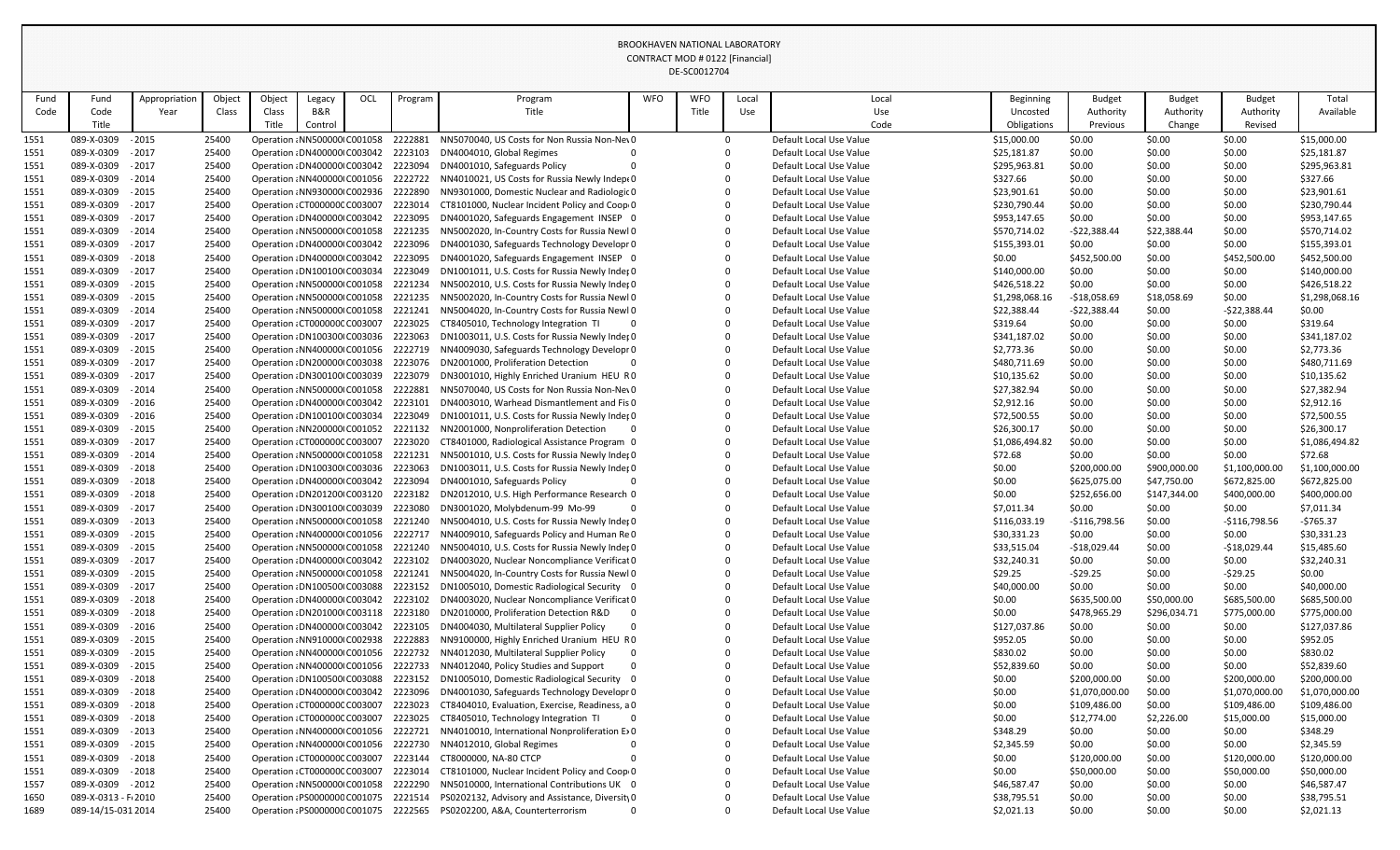BROOKHAVEN NATIONAL LABORATORY
CONTRACT MOD # 0122 [Financial]
DE-SC0012704

| Fund Code | Fund Title | Appropriation Year | Object Class | Object Class Title | Legacy B&R Control | OCL | Program | Program Title | WFO | WFO Title | Local Use | Local Use Code | Beginning Uncosted Obligations | Budget Authority Previous | Budget Authority Change | Budget Authority Revised | Total Available |
|---|---|---|---|---|---|---|---|---|---|---|---|---|---|---|---|---|---|
| 1551 | 089-X-0309 | - 2015 | 25400 | Operation : | NN500000 | C001058 | 2222881 | NN5070040, US Costs for Non Russia Non-Nev | 0 | | 0 | Default Local Use Value | $15,000.00 | $0.00 | $0.00 | $0.00 | $15,000.00 |
| 1551 | 089-X-0309 | - 2017 | 25400 | Operation : | DN400000 | C003042 | 2223103 | DN4004010, Global Regimes | 0 | | 0 | Default Local Use Value | $25,181.87 | $0.00 | $0.00 | $0.00 | $25,181.87 |
| 1551 | 089-X-0309 | - 2017 | 25400 | Operation : | DN400000 | C003042 | 2223094 | DN4001010, Safeguards Policy | 0 | | 0 | Default Local Use Value | $295,963.81 | $0.00 | $0.00 | $0.00 | $295,963.81 |
| 1551 | 089-X-0309 | - 2014 | 25400 | Operation : | NN400000 | C001056 | 2222722 | NN4010021, US Costs for Russia Newly Indepe | 0 | | 0 | Default Local Use Value | $327.66 | $0.00 | $0.00 | $0.00 | $327.66 |
| 1551 | 089-X-0309 | - 2015 | 25400 | Operation : | NN930000 | C002936 | 2222890 | NN9301000, Domestic Nuclear and Radiologic | 0 | | 0 | Default Local Use Value | $23,901.61 | $0.00 | $0.00 | $0.00 | $23,901.61 |
| 1551 | 089-X-0309 | - 2017 | 25400 | Operation : | CT000000 | C003007 | 2223014 | CT8101000, Nuclear Incident Policy and Coop | 0 | | 0 | Default Local Use Value | $230,790.44 | $0.00 | $0.00 | $0.00 | $230,790.44 |
| 1551 | 089-X-0309 | - 2017 | 25400 | Operation : | DN400000 | C003042 | 2223095 | DN4001020, Safeguards Engagement INSEP | 0 | | 0 | Default Local Use Value | $953,147.65 | $0.00 | $0.00 | $0.00 | $953,147.65 |
| 1551 | 089-X-0309 | - 2014 | 25400 | Operation : | NN500000 | C001058 | 2221235 | NN5002020, In-Country Costs for Russia Newl | 0 | | 0 | Default Local Use Value | $570,714.02 | -$22,388.44 | $22,388.44 | $0.00 | $570,714.02 |
| 1551 | 089-X-0309 | - 2017 | 25400 | Operation : | DN400000 | C003042 | 2223096 | DN4001030, Safeguards Technology Developr | 0 | | 0 | Default Local Use Value | $155,393.01 | $0.00 | $0.00 | $0.00 | $155,393.01 |
| 1551 | 089-X-0309 | - 2018 | 25400 | Operation : | DN400000 | C003042 | 2223095 | DN4001020, Safeguards Engagement INSEP | 0 | | 0 | Default Local Use Value | $0.00 | $452,500.00 | $0.00 | $452,500.00 | $452,500.00 |
| 1551 | 089-X-0309 | - 2017 | 25400 | Operation : | DN100100 | C003034 | 2223049 | DN1001011, U.S. Costs for Russia Newly Indep | 0 | | 0 | Default Local Use Value | $140,000.00 | $0.00 | $0.00 | $0.00 | $140,000.00 |
| 1551 | 089-X-0309 | - 2015 | 25400 | Operation : | NN500000 | C001058 | 2221234 | NN5002010, U.S. Costs for Russia Newly Indep | 0 | | 0 | Default Local Use Value | $426,518.22 | $0.00 | $0.00 | $0.00 | $426,518.22 |
| 1551 | 089-X-0309 | - 2015 | 25400 | Operation : | NN500000 | C001058 | 2221235 | NN5002020, In-Country Costs for Russia Newl | 0 | | 0 | Default Local Use Value | $1,298,068.16 | -$18,058.69 | $18,058.69 | $0.00 | $1,298,068.16 |
| 1551 | 089-X-0309 | - 2014 | 25400 | Operation : | NN500000 | C001058 | 2221241 | NN5004020, In-Country Costs for Russia Newl | 0 | | 0 | Default Local Use Value | $22,388.44 | -$22,388.44 | $0.00 | -$22,388.44 | $0.00 |
| 1551 | 089-X-0309 | - 2017 | 25400 | Operation : | CT000000 | C003007 | 2223025 | CT8405010, Technology Integration TI | 0 | | 0 | Default Local Use Value | $319.64 | $0.00 | $0.00 | $0.00 | $319.64 |
| 1551 | 089-X-0309 | - 2017 | 25400 | Operation : | DN100300 | C003036 | 2223063 | DN1003011, U.S. Costs for Russia Newly Indep | 0 | | 0 | Default Local Use Value | $341,187.02 | $0.00 | $0.00 | $0.00 | $341,187.02 |
| 1551 | 089-X-0309 | - 2015 | 25400 | Operation : | NN400000 | C001056 | 2222719 | NN4009030, Safeguards Technology Developr | 0 | | 0 | Default Local Use Value | $2,773.36 | $0.00 | $0.00 | $0.00 | $2,773.36 |
| 1551 | 089-X-0309 | - 2017 | 25400 | Operation : | DN200000 | C003038 | 2223076 | DN2001000, Proliferation Detection | 0 | | 0 | Default Local Use Value | $480,711.69 | $0.00 | $0.00 | $0.00 | $480,711.69 |
| 1551 | 089-X-0309 | - 2017 | 25400 | Operation : | DN300100 | C003039 | 2223079 | DN3001010, Highly Enriched Uranium HEU R | 0 | | 0 | Default Local Use Value | $10,135.62 | $0.00 | $0.00 | $0.00 | $10,135.62 |
| 1551 | 089-X-0309 | - 2014 | 25400 | Operation : | NN500000 | C001058 | 2222881 | NN5070040, US Costs for Non Russia Non-Nev | 0 | | 0 | Default Local Use Value | $27,382.94 | $0.00 | $0.00 | $0.00 | $27,382.94 |
| 1551 | 089-X-0309 | - 2016 | 25400 | Operation : | DN400000 | C003042 | 2223101 | DN4003010, Warhead Dismantlement and Fis | 0 | | 0 | Default Local Use Value | $2,912.16 | $0.00 | $0.00 | $0.00 | $2,912.16 |
| 1551 | 089-X-0309 | - 2016 | 25400 | Operation : | DN100100 | C003034 | 2223049 | DN1001011, U.S. Costs for Russia Newly Indep | 0 | | 0 | Default Local Use Value | $72,500.55 | $0.00 | $0.00 | $0.00 | $72,500.55 |
| 1551 | 089-X-0309 | - 2015 | 25400 | Operation : | NN200000 | C001052 | 2221132 | NN2001000, Nonproliferation Detection | 0 | | 0 | Default Local Use Value | $26,300.17 | $0.00 | $0.00 | $0.00 | $26,300.17 |
| 1551 | 089-X-0309 | - 2017 | 25400 | Operation : | CT000000 | C003007 | 2223020 | CT8401000, Radiological Assistance Program | 0 | | 0 | Default Local Use Value | $1,086,494.82 | $0.00 | $0.00 | $0.00 | $1,086,494.82 |
| 1551 | 089-X-0309 | - 2014 | 25400 | Operation : | NN500000 | C001058 | 2221231 | NN5001010, U.S. Costs for Russia Newly Indep | 0 | | 0 | Default Local Use Value | $72.68 | $0.00 | $0.00 | $0.00 | $72.68 |
| 1551 | 089-X-0309 | - 2018 | 25400 | Operation : | DN100300 | C003036 | 2223063 | DN1003011, U.S. Costs for Russia Newly Indep | 0 | | 0 | Default Local Use Value | $0.00 | $200,000.00 | $900,000.00 | $1,100,000.00 | $1,100,000.00 |
| 1551 | 089-X-0309 | - 2018 | 25400 | Operation : | DN400000 | C003042 | 2223094 | DN4001010, Safeguards Policy | 0 | | 0 | Default Local Use Value | $0.00 | $625,075.00 | $47,750.00 | $672,825.00 | $672,825.00 |
| 1551 | 089-X-0309 | - 2018 | 25400 | Operation : | DN201200 | C003120 | 2223182 | DN2012010, U.S. High Performance Research | 0 | | 0 | Default Local Use Value | $0.00 | $252,656.00 | $147,344.00 | $400,000.00 | $400,000.00 |
| 1551 | 089-X-0309 | - 2017 | 25400 | Operation : | DN300100 | C003039 | 2223080 | DN3001020, Molybdenum-99 Mo-99 | 0 | | 0 | Default Local Use Value | $7,011.34 | $0.00 | $0.00 | $0.00 | $7,011.34 |
| 1551 | 089-X-0309 | - 2013 | 25400 | Operation : | NN500000 | C001058 | 2221240 | NN5004010, U.S. Costs for Russia Newly Indep | 0 | | 0 | Default Local Use Value | $116,033.19 | -$116,798.56 | $0.00 | -$116,798.56 | -$765.37 |
| 1551 | 089-X-0309 | - 2015 | 25400 | Operation : | NN400000 | C001056 | 2222717 | NN4009010, Safeguards Policy and Human Re | 0 | | 0 | Default Local Use Value | $30,331.23 | $0.00 | $0.00 | $0.00 | $30,331.23 |
| 1551 | 089-X-0309 | - 2015 | 25400 | Operation : | NN500000 | C001058 | 2221240 | NN5004010, U.S. Costs for Russia Newly Indep | 0 | | 0 | Default Local Use Value | $33,515.04 | -$18,029.44 | $0.00 | -$18,029.44 | $15,485.60 |
| 1551 | 089-X-0309 | - 2017 | 25400 | Operation : | DN400000 | C003042 | 2223102 | DN4003020, Nuclear Noncompliance Verificat | 0 | | 0 | Default Local Use Value | $32,240.31 | $0.00 | $0.00 | $0.00 | $32,240.31 |
| 1551 | 089-X-0309 | - 2015 | 25400 | Operation : | NN500000 | C001058 | 2221241 | NN5004020, In-Country Costs for Russia Newl | 0 | | 0 | Default Local Use Value | $29.25 | -$29.25 | $0.00 | -$29.25 | $0.00 |
| 1551 | 089-X-0309 | - 2017 | 25400 | Operation : | DN100500 | C003088 | 2223152 | DN1005010, Domestic Radiological Security | 0 | | 0 | Default Local Use Value | $40,000.00 | $0.00 | $0.00 | $0.00 | $40,000.00 |
| 1551 | 089-X-0309 | - 2018 | 25400 | Operation : | DN400000 | C003042 | 2223102 | DN4003020, Nuclear Noncompliance Verificat | 0 | | 0 | Default Local Use Value | $0.00 | $635,500.00 | $50,000.00 | $685,500.00 | $685,500.00 |
| 1551 | 089-X-0309 | - 2018 | 25400 | Operation : | DN201000 | C003118 | 2223180 | DN2010000, Proliferation Detection R&D | 0 | | 0 | Default Local Use Value | $0.00 | $478,965.29 | $296,034.71 | $775,000.00 | $775,000.00 |
| 1551 | 089-X-0309 | - 2016 | 25400 | Operation : | DN400000 | C003042 | 2223105 | DN4004030, Multilateral Supplier Policy | 0 | | 0 | Default Local Use Value | $127,037.86 | $0.00 | $0.00 | $0.00 | $127,037.86 |
| 1551 | 089-X-0309 | - 2015 | 25400 | Operation : | NN910000 | C002938 | 2222883 | NN9100000, Highly Enriched Uranium HEU R | 0 | | 0 | Default Local Use Value | $952.05 | $0.00 | $0.00 | $0.00 | $952.05 |
| 1551 | 089-X-0309 | - 2015 | 25400 | Operation : | NN400000 | C001056 | 2222732 | NN4012030, Multilateral Supplier Policy | 0 | | 0 | Default Local Use Value | $830.02 | $0.00 | $0.00 | $0.00 | $830.02 |
| 1551 | 089-X-0309 | - 2015 | 25400 | Operation : | NN400000 | C001056 | 2222733 | NN4012040, Policy Studies and Support | 0 | | 0 | Default Local Use Value | $52,839.60 | $0.00 | $0.00 | $0.00 | $52,839.60 |
| 1551 | 089-X-0309 | - 2018 | 25400 | Operation : | DN100500 | C003088 | 2223152 | DN1005010, Domestic Radiological Security | 0 | | 0 | Default Local Use Value | $0.00 | $200,000.00 | $0.00 | $200,000.00 | $200,000.00 |
| 1551 | 089-X-0309 | - 2018 | 25400 | Operation : | DN400000 | C003042 | 2223096 | DN4001030, Safeguards Technology Developr | 0 | | 0 | Default Local Use Value | $0.00 | $1,070,000.00 | $0.00 | $1,070,000.00 | $1,070,000.00 |
| 1551 | 089-X-0309 | - 2018 | 25400 | Operation : | CT000000 | C003007 | 2223023 | CT8404010, Evaluation, Exercise, Readiness, a | 0 | | 0 | Default Local Use Value | $0.00 | $109,486.00 | $0.00 | $109,486.00 | $109,486.00 |
| 1551 | 089-X-0309 | - 2018 | 25400 | Operation : | CT000000 | C003007 | 2223025 | CT8405010, Technology Integration TI | 0 | | 0 | Default Local Use Value | $0.00 | $12,774.00 | $2,226.00 | $15,000.00 | $15,000.00 |
| 1551 | 089-X-0309 | - 2013 | 25400 | Operation : | NN400000 | C001056 | 2222721 | NN4010010, International Nonproliferation E | 0 | | 0 | Default Local Use Value | $348.29 | $0.00 | $0.00 | $0.00 | $348.29 |
| 1551 | 089-X-0309 | - 2015 | 25400 | Operation : | NN400000 | C001056 | 2222730 | NN4012010, Global Regimes | 0 | | 0 | Default Local Use Value | $2,345.59 | $0.00 | $0.00 | $0.00 | $2,345.59 |
| 1551 | 089-X-0309 | - 2018 | 25400 | Operation : | CT000000 | C003007 | 2223144 | CT8000000, NA-80 CTCP | 0 | | 0 | Default Local Use Value | $0.00 | $120,000.00 | $0.00 | $120,000.00 | $120,000.00 |
| 1551 | 089-X-0309 | - 2018 | 25400 | Operation : | CT000000 | C003007 | 2223014 | CT8101000, Nuclear Incident Policy and Coop | 0 | | 0 | Default Local Use Value | $0.00 | $50,000.00 | $0.00 | $50,000.00 | $50,000.00 |
| 1557 | 089-X-0309 | - 2012 | 25400 | Operation : | NN500000 | C001058 | 2222290 | NN5010000, International Contributions UK | 0 | | 0 | Default Local Use Value | $46,587.47 | $0.00 | $0.00 | $0.00 | $46,587.47 |
| 1650 | 089-X-0313 - F | 2010 | 25400 | Operation : | PS000000 | C001075 | 2221514 | PS0202132, Advisory and Assistance, Diversity | 0 | | 0 | Default Local Use Value | $38,795.51 | $0.00 | $0.00 | $0.00 | $38,795.51 |
| 1689 | 089-14/15-031 | 2014 | 25400 | Operation : | PS000000 | C001075 | 2222565 | PS0202200, A&A, Counterterrorism | 0 | | 0 | Default Local Use Value | $2,021.13 | $0.00 | $0.00 | $0.00 | $2,021.13 |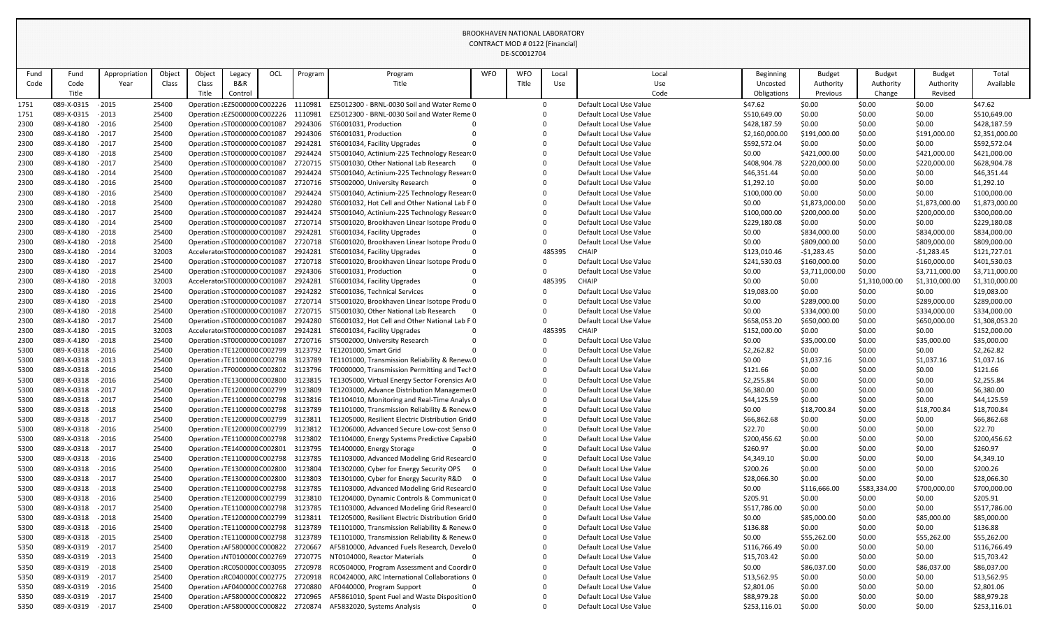BROOKHAVEN NATIONAL LABORATORY
CONTRACT MOD # 0122 [Financial]
DE-SC0012704

| Fund Code | Fund Code Title | Appropriation Year | Object Class | Object Class Title | Legacy B&R Control | OCL | Program | Program Title | WFO | WFO Title | Local Use | Local Use Code | Beginning Uncosted Obligations | Budget Authority Previous | Budget Authority Change | Budget Authority Revised | Total Available |
|---|---|---|---|---|---|---|---|---|---|---|---|---|---|---|---|---|---|
| 1751 | 089-X-0315 | - 2015 | 25400 | Operation : | EZ5000000 | C002226 | 1110981 | EZ5012300 - BRNL-0030 Soil and Water Reme | 0 | | 0 | Default Local Use Value | $47.62 | $0.00 | $0.00 | $0.00 | $47.62 |
| 1751 | 089-X-0315 | - 2013 | 25400 | Operation : | EZ5000000 | C002226 | 1110981 | EZ5012300 - BRNL-0030 Soil and Water Reme | 0 | | 0 | Default Local Use Value | $510,649.00 | $0.00 | $0.00 | $0.00 | $510,649.00 |
| 2300 | 089-X-4180 | - 2016 | 25400 | Operation : | ST0000000 | C001087 | 2924306 | ST6001031, Production | 0 | | 0 | Default Local Use Value | $428,187.59 | $0.00 | $0.00 | $0.00 | $428,187.59 |
| 2300 | 089-X-4180 | - 2017 | 25400 | Operation : | ST0000000 | C001087 | 2924306 | ST6001031, Production | 0 | | 0 | Default Local Use Value | $2,160,000.00 | $191,000.00 | $0.00 | $191,000.00 | $2,351,000.00 |
| 2300 | 089-X-4180 | - 2017 | 25400 | Operation : | ST0000000 | C001087 | 2924281 | ST6001034, Facility Upgrades | 0 | | 0 | Default Local Use Value | $592,572.04 | $0.00 | $0.00 | $0.00 | $592,572.04 |
| 2300 | 089-X-4180 | - 2018 | 25400 | Operation : | ST0000000 | C001087 | 2924424 | ST5001040, Actinium-225 Technology Researc | 0 | | 0 | Default Local Use Value | $0.00 | $421,000.00 | $0.00 | $421,000.00 | $421,000.00 |
| 2300 | 089-X-4180 | - 2017 | 25400 | Operation : | ST0000000 | C001087 | 2720715 | ST5001030, Other National Lab Research | 0 | | 0 | Default Local Use Value | $408,904.78 | $220,000.00 | $0.00 | $220,000.00 | $628,904.78 |
| 2300 | 089-X-4180 | - 2014 | 25400 | Operation : | ST0000000 | C001087 | 2924424 | ST5001040, Actinium-225 Technology Researc | 0 | | 0 | Default Local Use Value | $46,351.44 | $0.00 | $0.00 | $0.00 | $46,351.44 |
| 2300 | 089-X-4180 | - 2016 | 25400 | Operation : | ST0000000 | C001087 | 2720716 | ST5002000, University Research | 0 | | 0 | Default Local Use Value | $1,292.10 | $0.00 | $0.00 | $0.00 | $1,292.10 |
| 2300 | 089-X-4180 | - 2016 | 25400 | Operation : | ST0000000 | C001087 | 2924424 | ST5001040, Actinium-225 Technology Researc | 0 | | 0 | Default Local Use Value | $100,000.00 | $0.00 | $0.00 | $0.00 | $100,000.00 |
| 2300 | 089-X-4180 | - 2018 | 25400 | Operation : | ST0000000 | C001087 | 2924280 | ST6001032, Hot Cell and Other National Lab F | 0 | | 0 | Default Local Use Value | $0.00 | $1,873,000.00 | $0.00 | $1,873,000.00 | $1,873,000.00 |
| 2300 | 089-X-4180 | - 2017 | 25400 | Operation : | ST0000000 | C001087 | 2924424 | ST5001040, Actinium-225 Technology Researc | 0 | | 0 | Default Local Use Value | $100,000.00 | $200,000.00 | $0.00 | $200,000.00 | $300,000.00 |
| 2300 | 089-X-4180 | - 2014 | 25400 | Operation : | ST0000000 | C001087 | 2720714 | ST5001020, Brookhaven Linear Isotope Produ | 0 | | 0 | Default Local Use Value | $229,180.08 | $0.00 | $0.00 | $0.00 | $229,180.08 |
| 2300 | 089-X-4180 | - 2018 | 25400 | Operation : | ST0000000 | C001087 | 2924281 | ST6001034, Facility Upgrades | 0 | | 0 | Default Local Use Value | $0.00 | $834,000.00 | $0.00 | $834,000.00 | $834,000.00 |
| 2300 | 089-X-4180 | - 2018 | 25400 | Operation : | ST0000000 | C001087 | 2720718 | ST6001020, Brookhaven Linear Isotope Produ | 0 | | 0 | Default Local Use Value | $0.00 | $809,000.00 | $0.00 | $809,000.00 | $809,000.00 |
| 2300 | 089-X-4180 | - 2014 | 32003 | Accelerator | ST0000000 | C001087 | 2924281 | ST6001034, Facility Upgrades | 0 | | 485395 | CHAIP | $123,010.46 | -$1,283.45 | $0.00 | -$1,283.45 | $121,727.01 |
| 2300 | 089-X-4180 | - 2017 | 25400 | Operation : | ST0000000 | C001087 | 2720718 | ST6001020, Brookhaven Linear Isotope Produ | 0 | | 0 | Default Local Use Value | $241,530.03 | $160,000.00 | $0.00 | $160,000.00 | $401,530.03 |
| 2300 | 089-X-4180 | - 2018 | 25400 | Operation : | ST0000000 | C001087 | 2924306 | ST6001031, Production | 0 | | 0 | Default Local Use Value | $0.00 | $3,711,000.00 | $0.00 | $3,711,000.00 | $3,711,000.00 |
| 2300 | 089-X-4180 | - 2018 | 32003 | Accelerator | ST0000000 | C001087 | 2924281 | ST6001034, Facility Upgrades | 0 | | 485395 | CHAIP | $0.00 | $0.00 | $1,310,000.00 | $1,310,000.00 | $1,310,000.00 |
| 2300 | 089-X-4180 | - 2016 | 25400 | Operation : | ST0000000 | C001087 | 2924282 | ST6001036, Technical Services | 0 | | 0 | Default Local Use Value | $19,083.00 | $0.00 | $0.00 | $0.00 | $19,083.00 |
| 2300 | 089-X-4180 | - 2018 | 25400 | Operation : | ST0000000 | C001087 | 2720714 | ST5001020, Brookhaven Linear Isotope Produ | 0 | | 0 | Default Local Use Value | $0.00 | $289,000.00 | $0.00 | $289,000.00 | $289,000.00 |
| 2300 | 089-X-4180 | - 2018 | 25400 | Operation : | ST0000000 | C001087 | 2720715 | ST5001030, Other National Lab Research | 0 | | 0 | Default Local Use Value | $0.00 | $334,000.00 | $0.00 | $334,000.00 | $334,000.00 |
| 2300 | 089-X-4180 | - 2017 | 25400 | Operation : | ST0000000 | C001087 | 2924280 | ST6001032, Hot Cell and Other National Lab F | 0 | | 0 | Default Local Use Value | $658,053.20 | $650,000.00 | $0.00 | $650,000.00 | $1,308,053.20 |
| 2300 | 089-X-4180 | - 2015 | 32003 | Accelerator | ST0000000 | C001087 | 2924281 | ST6001034, Facility Upgrades | 0 | | 485395 | CHAIP | $152,000.00 | $0.00 | $0.00 | $0.00 | $152,000.00 |
| 2300 | 089-X-4180 | - 2018 | 25400 | Operation : | ST0000000 | C001087 | 2720716 | ST5002000, University Research | 0 | | 0 | Default Local Use Value | $0.00 | $35,000.00 | $0.00 | $35,000.00 | $35,000.00 |
| 5300 | 089-X-0318 | - 2016 | 25400 | Operation : | TE1200000 | C002799 | 3123792 | TE1201000, Smart Grid | 0 | | 0 | Default Local Use Value | $2,262.82 | $0.00 | $0.00 | $0.00 | $2,262.82 |
| 5300 | 089-X-0318 | - 2013 | 25400 | Operation : | TE1100000 | C002798 | 3123789 | TE1101000, Transmission Reliability & Renew | 0 | | 0 | Default Local Use Value | $0.00 | $1,037.16 | $0.00 | $1,037.16 | $1,037.16 |
| 5300 | 089-X-0318 | - 2016 | 25400 | Operation : | TF0000000 | C002802 | 3123796 | TF0000000, Transmission Permitting and Tech | 0 | | 0 | Default Local Use Value | $121.66 | $0.00 | $0.00 | $0.00 | $121.66 |
| 5300 | 089-X-0318 | - 2016 | 25400 | Operation : | TE1300000 | C002800 | 3123815 | TE1305000, Virtual Energy Sector Forensics A | 0 | | 0 | Default Local Use Value | $2,255.84 | $0.00 | $0.00 | $0.00 | $2,255.84 |
| 5300 | 089-X-0318 | - 2017 | 25400 | Operation : | TE1200000 | C002799 | 3123809 | TE1203000, Advance Distribution Manageme | 0 | | 0 | Default Local Use Value | $6,380.00 | $0.00 | $0.00 | $0.00 | $6,380.00 |
| 5300 | 089-X-0318 | - 2017 | 25400 | Operation : | TE1100000 | C002798 | 3123816 | TE1104010, Monitoring and Real-Time Analys | 0 | | 0 | Default Local Use Value | $44,125.59 | $0.00 | $0.00 | $0.00 | $44,125.59 |
| 5300 | 089-X-0318 | - 2018 | 25400 | Operation : | TE1100000 | C002798 | 3123789 | TE1101000, Transmission Reliability & Renew | 0 | | 0 | Default Local Use Value | $0.00 | $18,700.84 | $0.00 | $18,700.84 | $18,700.84 |
| 5300 | 089-X-0318 | - 2017 | 25400 | Operation : | TE1200000 | C002799 | 3123811 | TE1205000, Resilient Electric Distribution Grid | 0 | | 0 | Default Local Use Value | $66,862.68 | $0.00 | $0.00 | $0.00 | $66,862.68 |
| 5300 | 089-X-0318 | - 2016 | 25400 | Operation : | TE1200000 | C002799 | 3123812 | TE1206000, Advanced Secure Low-cost Senso | 0 | | 0 | Default Local Use Value | $22.70 | $0.00 | $0.00 | $0.00 | $22.70 |
| 5300 | 089-X-0318 | - 2016 | 25400 | Operation : | TE1100000 | C002798 | 3123802 | TE1104000, Energy Systems Predictive Capabi | 0 | | 0 | Default Local Use Value | $200,456.62 | $0.00 | $0.00 | $0.00 | $200,456.62 |
| 5300 | 089-X-0318 | - 2017 | 25400 | Operation : | TE1400000 | C002801 | 3123795 | TE1400000, Energy Storage | 0 | | 0 | Default Local Use Value | $260.97 | $0.00 | $0.00 | $0.00 | $260.97 |
| 5300 | 089-X-0318 | - 2016 | 25400 | Operation : | TE1100000 | C002798 | 3123785 | TE1103000, Advanced Modeling Grid Researc | 0 | | 0 | Default Local Use Value | $4,349.10 | $0.00 | $0.00 | $0.00 | $4,349.10 |
| 5300 | 089-X-0318 | - 2016 | 25400 | Operation : | TE1300000 | C002800 | 3123804 | TE1302000, Cyber for Energy Security OPS | 0 | | 0 | Default Local Use Value | $200.26 | $0.00 | $0.00 | $0.00 | $200.26 |
| 5300 | 089-X-0318 | - 2017 | 25400 | Operation : | TE1300000 | C002800 | 3123803 | TE1301000, Cyber for Energy Security R&D | 0 | | 0 | Default Local Use Value | $28,066.30 | $0.00 | $0.00 | $0.00 | $28,066.30 |
| 5300 | 089-X-0318 | - 2018 | 25400 | Operation : | TE1100000 | C002798 | 3123785 | TE1103000, Advanced Modeling Grid Researc | 0 | | 0 | Default Local Use Value | $0.00 | $116,666.00 | $583,334.00 | $700,000.00 | $700,000.00 |
| 5300 | 089-X-0318 | - 2016 | 25400 | Operation : | TE1200000 | C002799 | 3123810 | TE1204000, Dynamic Controls & Communicat | 0 | | 0 | Default Local Use Value | $205.91 | $0.00 | $0.00 | $0.00 | $205.91 |
| 5300 | 089-X-0318 | - 2017 | 25400 | Operation : | TE1100000 | C002798 | 3123785 | TE1103000, Advanced Modeling Grid Researc | 0 | | 0 | Default Local Use Value | $517,786.00 | $0.00 | $0.00 | $0.00 | $517,786.00 |
| 5300 | 089-X-0318 | - 2018 | 25400 | Operation : | TE1200000 | C002799 | 3123811 | TE1205000, Resilient Electric Distribution Grid | 0 | | 0 | Default Local Use Value | $0.00 | $85,000.00 | $0.00 | $85,000.00 | $85,000.00 |
| 5300 | 089-X-0318 | - 2016 | 25400 | Operation : | TE1100000 | C002798 | 3123789 | TE1101000, Transmission Reliability & Renew | 0 | | 0 | Default Local Use Value | $136.88 | $0.00 | $0.00 | $0.00 | $136.88 |
| 5300 | 089-X-0318 | - 2015 | 25400 | Operation : | TE1100000 | C002798 | 3123789 | TE1101000, Transmission Reliability & Renew | 0 | | 0 | Default Local Use Value | $0.00 | $55,262.00 | $0.00 | $55,262.00 | $55,262.00 |
| 5350 | 089-X-0319 | - 2017 | 25400 | Operation : | AF580000C | C000822 | 2720667 | AF5810000, Advanced Fuels Research, Develo | 0 | | 0 | Default Local Use Value | $116,766.49 | $0.00 | $0.00 | $0.00 | $116,766.49 |
| 5350 | 089-X-0319 | - 2013 | 25400 | Operation : | NT010000C | C002769 | 2720775 | NT0104000, Reactor Materials | 0 | | 0 | Default Local Use Value | $15,703.42 | $0.00 | $0.00 | $0.00 | $15,703.42 |
| 5350 | 089-X-0319 | - 2018 | 25400 | Operation : | RC050000C | C003095 | 2720978 | RC0504000, Program Assessment and Coordir | 0 | | 0 | Default Local Use Value | $0.00 | $86,037.00 | $0.00 | $86,037.00 | $86,037.00 |
| 5350 | 089-X-0319 | - 2017 | 25400 | Operation : | RC040000C | C002775 | 2720918 | RC0424000, ARC International Collaborations | 0 | | 0 | Default Local Use Value | $13,562.95 | $0.00 | $0.00 | $0.00 | $13,562.95 |
| 5350 | 089-X-0319 | - 2016 | 25400 | Operation : | AF040000C | C002768 | 2720880 | AF0440000, Program Support | 0 | | 0 | Default Local Use Value | $2,801.06 | $0.00 | $0.00 | $0.00 | $2,801.06 |
| 5350 | 089-X-0319 | - 2017 | 25400 | Operation : | AF580000C | C000822 | 2720965 | AF5861010, Spent Fuel and Waste Disposition | 0 | | 0 | Default Local Use Value | $88,979.28 | $0.00 | $0.00 | $0.00 | $88,979.28 |
| 5350 | 089-X-0319 | - 2017 | 25400 | Operation : | AF580000C | C000822 | 2720874 | AF5832020, Systems Analysis | 0 | | 0 | Default Local Use Value | $253,116.01 | $0.00 | $0.00 | $0.00 | $253,116.01 |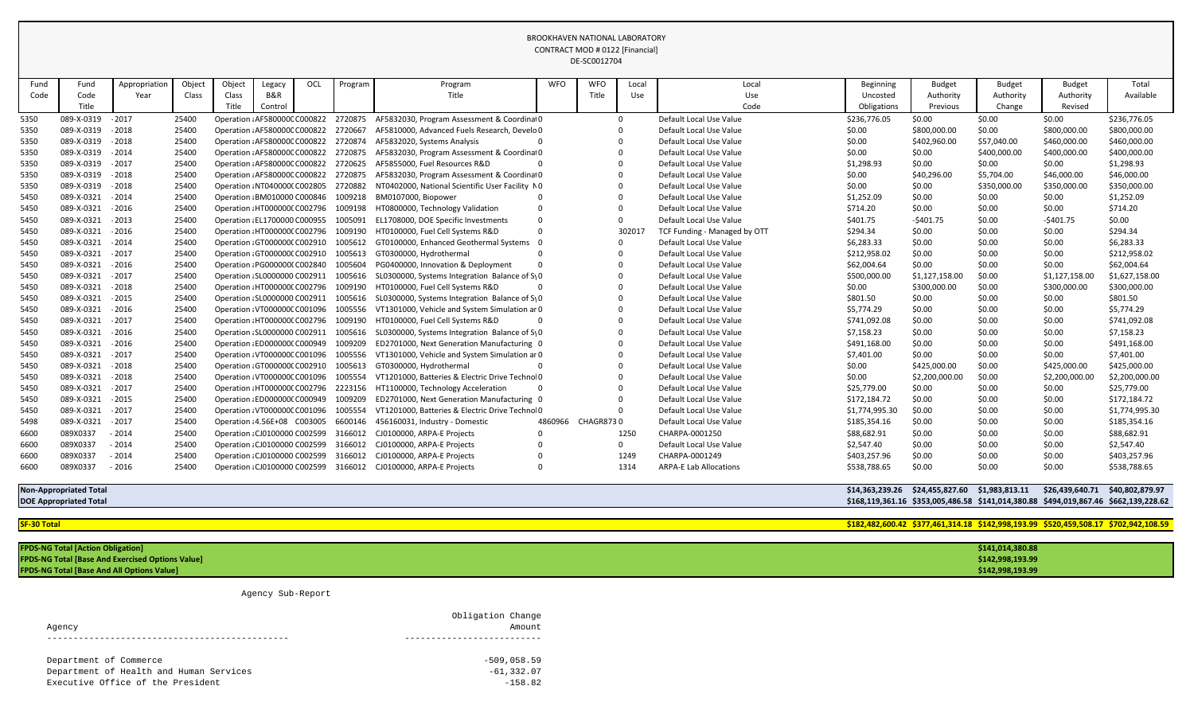BROOKHAVEN NATIONAL LABORATORY
CONTRACT MOD # 0122 [Financial]
DE-SC0012704

| Fund Code | Fund Title | Appropriation Year | Object Class | Object Class Title | Legacy B&R Control | OCL | Program | Program Title | WFO | WFO Title | Local Use | Local Use Code | Beginning Uncosted Obligations | Budget Authority Previous | Budget Authority Change | Budget Authority Revised | Total Available |
|---|---|---|---|---|---|---|---|---|---|---|---|---|---|---|---|---|---|
| 5350 | 089-X-0319 | - 2017 | 25400 | Operation : | AF580000C | C000822 | 2720875 | AF5832030, Program Assessment & Coordinat | 0 | | 0 | Default Local Use Value | $236,776.05 | $0.00 | $0.00 | $0.00 | $236,776.05 |
| 5350 | 089-X-0319 | - 2018 | 25400 | Operation : | AF580000C | C000822 | 2720667 | AF5810000, Advanced Fuels Research, Develo | 0 | | 0 | Default Local Use Value | $0.00 | $800,000.00 | $0.00 | $800,000.00 | $800,000.00 |
| 5350 | 089-X-0319 | - 2018 | 25400 | Operation : | AF580000C | C000822 | 2720874 | AF5832020, Systems Analysis | 0 | | 0 | Default Local Use Value | $0.00 | $402,960.00 | $57,040.00 | $460,000.00 | $460,000.00 |
| 5350 | 089-X-0319 | - 2014 | 25400 | Operation : | AF580000C | C000822 | 2720875 | AF5832030, Program Assessment & Coordinat | 0 | | 0 | Default Local Use Value | $0.00 | $0.00 | $400,000.00 | $400,000.00 | $400,000.00 |
| 5350 | 089-X-0319 | - 2017 | 25400 | Operation : | AF580000C | C000822 | 2720625 | AF5855000, Fuel Resources R&D | 0 | | 0 | Default Local Use Value | $1,298.93 | $0.00 | $0.00 | $0.00 | $1,298.93 |
| 5350 | 089-X-0319 | - 2018 | 25400 | Operation : | AF580000C | C000822 | 2720875 | AF5832030, Program Assessment & Coordinat | 0 | | 0 | Default Local Use Value | $0.00 | $40,296.00 | $5,704.00 | $46,000.00 | $46,000.00 |
| 5350 | 089-X-0319 | - 2018 | 25400 | Operation : | NT040000C | C002805 | 2720882 | NT0402000, National Scientific User Facility | 0 | | 0 | Default Local Use Value | $0.00 | $0.00 | $350,000.00 | $350,000.00 | $350,000.00 |
| 5450 | 089-X-0321 | - 2014 | 25400 | Operation : | BM010000 | C000846 | 1009218 | BM0107000, Biopower | 0 | | 0 | Default Local Use Value | $1,252.09 | $0.00 | $0.00 | $0.00 | $1,252.09 |
| 5450 | 089-X-0321 | - 2016 | 25400 | Operation : | HT000000C | C002796 | 1009198 | HT0800000, Technology Validation | 0 | | 0 | Default Local Use Value | $714.20 | $0.00 | $0.00 | $0.00 | $714.20 |
| 5450 | 089-X-0321 | - 2013 | 25400 | Operation : | EL1700000 | C000955 | 1005091 | EL1708000, DOE Specific Investments | 0 | | 0 | Default Local Use Value | $401.75 | -$401.75 | $0.00 | -$401.75 | $0.00 |
| 5450 | 089-X-0321 | - 2016 | 25400 | Operation : | HT000000C | C002796 | 1009190 | HT0100000, Fuel Cell Systems R&D | 0 | | 302017 | TCF Funding - Managed by OTT | $294.34 | $0.00 | $0.00 | $0.00 | $294.34 |
| 5450 | 089-X-0321 | - 2014 | 25400 | Operation : | GT000000C | C002910 | 1005612 | GT0100000, Enhanced Geothermal Systems | 0 | | 0 | Default Local Use Value | $6,283.33 | $0.00 | $0.00 | $0.00 | $6,283.33 |
| 5450 | 089-X-0321 | - 2017 | 25400 | Operation : | GT000000C | C002910 | 1005613 | GT0300000, Hydrothermal | 0 | | 0 | Default Local Use Value | $212,958.02 | $0.00 | $0.00 | $0.00 | $212,958.02 |
| 5450 | 089-X-0321 | - 2016 | 25400 | Operation : | PG000000C | C002840 | 1005604 | PG0400000, Innovation & Deployment | 0 | | 0 | Default Local Use Value | $62,004.64 | $0.00 | $0.00 | $0.00 | $62,004.64 |
| 5450 | 089-X-0321 | - 2017 | 25400 | Operation : | SL0000000 | C002911 | 1005616 | SL0300000, Systems Integration Balance of Sy | 0 | | 0 | Default Local Use Value | $500,000.00 | $1,127,158.00 | $0.00 | $1,127,158.00 | $1,627,158.00 |
| 5450 | 089-X-0321 | - 2018 | 25400 | Operation : | HT000000C | C002796 | 1009190 | HT0100000, Fuel Cell Systems R&D | 0 | | 0 | Default Local Use Value | $0.00 | $300,000.00 | $0.00 | $300,000.00 | $300,000.00 |
| 5450 | 089-X-0321 | - 2015 | 25400 | Operation : | SL0000000 | C002911 | 1005616 | SL0300000, Systems Integration Balance of Sy | 0 | | 0 | Default Local Use Value | $801.50 | $0.00 | $0.00 | $0.00 | $801.50 |
| 5450 | 089-X-0321 | - 2016 | 25400 | Operation : | VT000000C | C001096 | 1005556 | VT1301000, Vehicle and System Simulation ar | 0 | | 0 | Default Local Use Value | $5,774.29 | $0.00 | $0.00 | $0.00 | $5,774.29 |
| 5450 | 089-X-0321 | - 2017 | 25400 | Operation : | HT000000C | C002796 | 1009190 | HT0100000, Fuel Cell Systems R&D | 0 | | 0 | Default Local Use Value | $741,092.08 | $0.00 | $0.00 | $0.00 | $741,092.08 |
| 5450 | 089-X-0321 | - 2016 | 25400 | Operation : | SL0000000 | C002911 | 1005616 | SL0300000, Systems Integration Balance of Sy | 0 | | 0 | Default Local Use Value | $7,158.23 | $0.00 | $0.00 | $0.00 | $7,158.23 |
| 5450 | 089-X-0321 | - 2016 | 25400 | Operation : | ED000000C | C000949 | 1009209 | ED2701000, Next Generation Manufacturing | 0 | | 0 | Default Local Use Value | $491,168.00 | $0.00 | $0.00 | $0.00 | $491,168.00 |
| 5450 | 089-X-0321 | - 2017 | 25400 | Operation : | VT000000C | C001096 | 1005556 | VT1301000, Vehicle and System Simulation ar | 0 | | 0 | Default Local Use Value | $7,401.00 | $0.00 | $0.00 | $0.00 | $7,401.00 |
| 5450 | 089-X-0321 | - 2018 | 25400 | Operation : | GT000000C | C002910 | 1005613 | GT0300000, Hydrothermal | 0 | | 0 | Default Local Use Value | $0.00 | $425,000.00 | $0.00 | $425,000.00 | $425,000.00 |
| 5450 | 089-X-0321 | - 2018 | 25400 | Operation : | VT000000C | C001096 | 1005554 | VT1201000, Batteries & Electric Drive Technol | 0 | | 0 | Default Local Use Value | $0.00 | $2,200,000.00 | $0.00 | $2,200,000.00 | $2,200,000.00 |
| 5450 | 089-X-0321 | - 2017 | 25400 | Operation : | HT000000C | C002796 | 2223156 | HT1100000, Technology Acceleration | 0 | | 0 | Default Local Use Value | $25,779.00 | $0.00 | $0.00 | $0.00 | $25,779.00 |
| 5450 | 089-X-0321 | - 2015 | 25400 | Operation : | ED000000C | C000949 | 1009209 | ED2701000, Next Generation Manufacturing | 0 | | 0 | Default Local Use Value | $172,184.72 | $0.00 | $0.00 | $0.00 | $172,184.72 |
| 5450 | 089-X-0321 | - 2017 | 25400 | Operation : | VT000000C | C001096 | 1005554 | VT1201000, Batteries & Electric Drive Technol | 0 | | 0 | Default Local Use Value | $1,774,995.30 | $0.00 | $0.00 | $0.00 | $1,774,995.30 |
| 5498 | 089-X-0321 | - 2017 | 25400 | Operation : | 4.56E+08 | C003005 | 6600146 | 456160031, Industry - Domestic | 4860966 | CHAGR873 | 0 | Default Local Use Value | $185,354.16 | $0.00 | $0.00 | $0.00 | $185,354.16 |
| 6600 | 089X0337 | - 2014 | 25400 | Operation : | CJ0100000 | C002599 | 3166012 | CJ0100000, ARPA-E Projects | 0 | | 1250 | CHARPA-0001250 | $88,682.91 | $0.00 | $0.00 | $0.00 | $88,682.91 |
| 6600 | 089X0337 | - 2014 | 25400 | Operation : | CJ0100000 | C002599 | 3166012 | CJ0100000, ARPA-E Projects | 0 | | 0 | Default Local Use Value | $2,547.40 | $0.00 | $0.00 | $0.00 | $2,547.40 |
| 6600 | 089X0337 | - 2014 | 25400 | Operation : | CJ0100000 | C002599 | 3166012 | CJ0100000, ARPA-E Projects | 0 | | 1249 | CHARPA-0001249 | $403,257.96 | $0.00 | $0.00 | $0.00 | $403,257.96 |
| 6600 | 089X0337 | - 2016 | 25400 | Operation : | CJ0100000 | C002599 | 3166012 | CJ0100000, ARPA-E Projects | 0 | | 1314 | ARPA-E Lab Allocations | $538,788.65 | $0.00 | $0.00 | $0.00 | $538,788.65 |
| **Non-Appropriated Total** | | | | | | | | | | | | | **$14,363,239.26** | **$24,455,827.60** | **$1,983,813.11** | **$26,439,640.71** | **$40,802,879.97** |
| **DOE Appropriated Total** | | | | | | | | | | | | | **$168,119,361.16** | **$353,005,486.58** | **$141,014,380.88** | **$494,019,867.46** | **$662,139,228.62** |
| **SF-30 Total** | | | | | | | | | | | | | **$182,482,600.42** | **$377,461,314.18** | **$142,998,193.99** | **$520,459,508.17** | **$702,942,108.59** |

| | |
|---|---|
| **FPDS-NG Total [Action Obligation]** | **$141,014,380.88** |
| **FPDS-NG Total [Base And Exercised Options Value]** | **$142,998,193.99** |
| **FPDS-NG Total [Base And All Options Value]** | **$142,998,193.99** |

Agency Sub-Report

| Agency | Obligation Change Amount |
|---|---|
| Department of Commerce | -509,058.59 |
| Department of Health and Human Services | -61,332.07 |
| Executive Office of the President | -158.82 |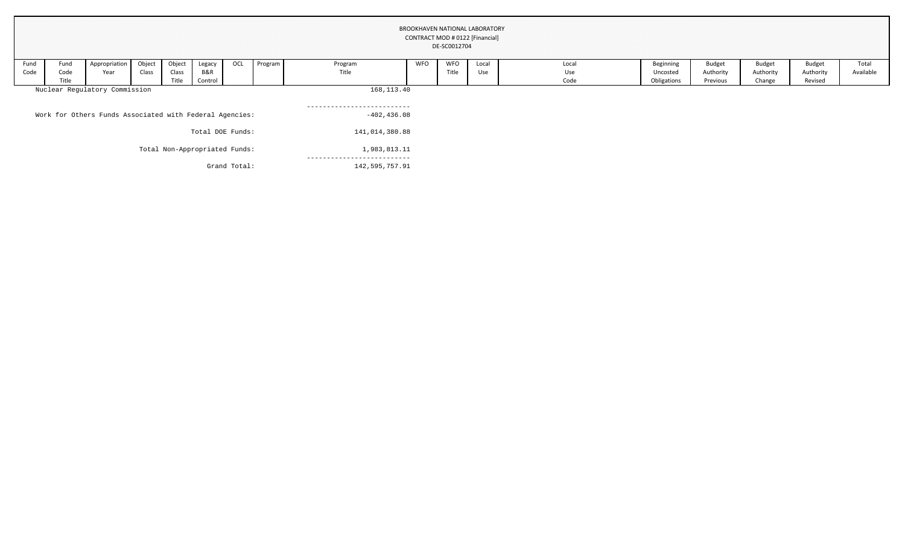BROOKHAVEN NATIONAL LABORATORY
CONTRACT MOD # 0122 [Financial]
DE-SC0012704

| Fund Code | Fund Code Title | Appropriation Year | Object Class | Object Class Title | Legacy B&R Control | OCL | Program | Program Title | WFO | WFO Title | Local Use | Local Use Code | Beginning Uncosted Obligations | Budget Authority Previous | Budget Authority Change | Budget Authority Revised | Total Available |
|---|---|---|---|---|---|---|---|---|---|---|---|---|---|---|---|---|---|

```
Nuclear Regulatory Commission                                    168,113.40
                                                         -------------------------
Work for Others Funds Associated with Federal Agencies:         -402,436.08

                                   Total DOE Funds:          141,014,380.88

                     Total Non-Appropriated Funds:             1,983,813.11
                                                         -------------------------
                                       Grand Total:          142,595,757.91
```